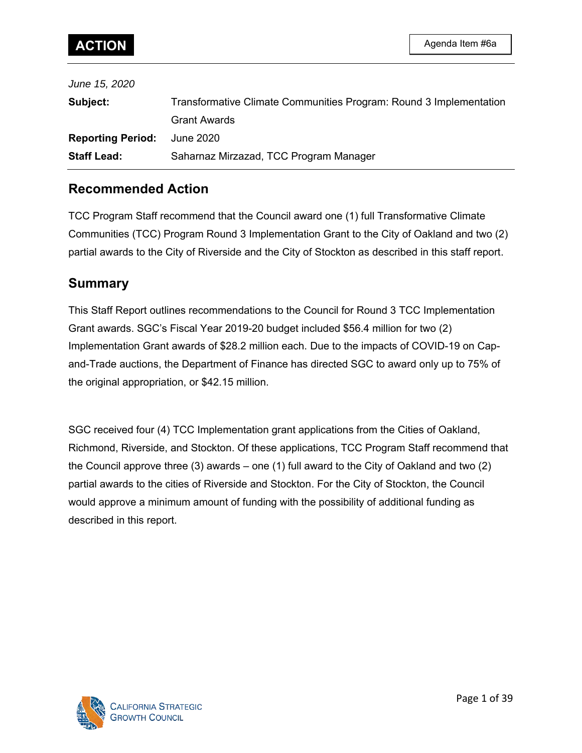**ACTION**

Agenda Item #6a

*June 15, 2020*

**Subject:** Transformative Climate Communities Program: Round 3 Implementation Grant Awards

**Reporting Period:** June 2020

**Staff Lead:** Saharnaz Mirzazad, TCC Program Manager

## Recommended Action

TCC Program Staff recommend that the Council award one (1) full Transformative Climate Communities (TCC) Program Round 3 Implementation Grant to the City of Oakland and two (2) partial awards to the City of Riverside and the City of Stockton as described in this staff report.

## Summary

This Staff Report outlines recommendations to the Council for Round 3 TCC Implementation Grant awards. SGC's Fiscal Year 2019-20 budget included $56.4 million for two (2) Implementation Grant awards of $28.2 million each. Due to the impacts of COVID-19 on Cap-and-Trade auctions, the Department of Finance has directed SGC to award only up to 75% of the original appropriation, or $42.15 million.

SGC received four (4) TCC Implementation grant applications from the Cities of Oakland, Richmond, Riverside, and Stockton. Of these applications, TCC Program Staff recommend that the Council approve three (3) awards – one (1) full award to the City of Oakland and two (2) partial awards to the cities of Riverside and Stockton. For the City of Stockton, the Council would approve a minimum amount of funding with the possibility of additional funding as described in this report.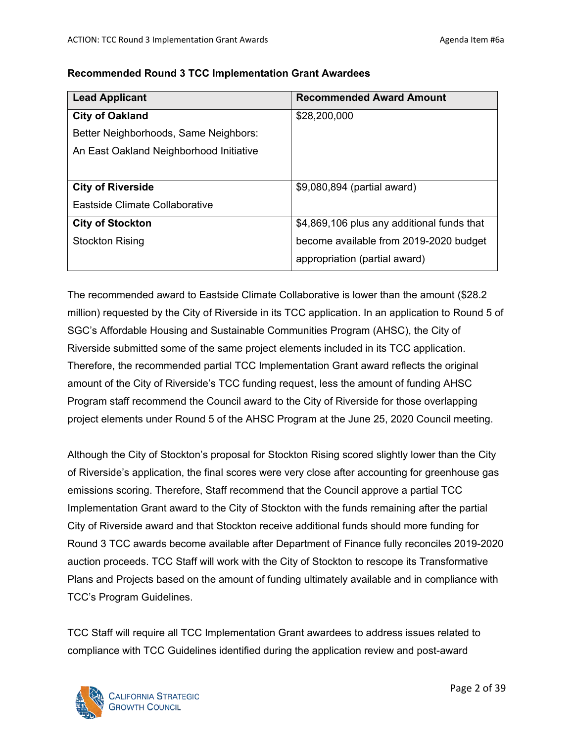**Recommended Round 3 TCC Implementation Grant Awardees**

| Lead Applicant | Recommended Award Amount |
|---|---|
| **City of Oakland**<br>Better Neighborhoods, Same Neighbors: An East Oakland Neighborhood Initiative | $28,200,000 |
| **City of Riverside**<br>Eastside Climate Collaborative | $9,080,894 (partial award) |
| **City of Stockton**<br>Stockton Rising | $4,869,106 plus any additional funds that become available from 2019-2020 budget appropriation (partial award) |

The recommended award to Eastside Climate Collaborative is lower than the amount ($28.2 million) requested by the City of Riverside in its TCC application. In an application to Round 5 of SGC's Affordable Housing and Sustainable Communities Program (AHSC), the City of Riverside submitted some of the same project elements included in its TCC application. Therefore, the recommended partial TCC Implementation Grant award reflects the original amount of the City of Riverside's TCC funding request, less the amount of funding AHSC Program staff recommend the Council award to the City of Riverside for those overlapping project elements under Round 5 of the AHSC Program at the June 25, 2020 Council meeting.

Although the City of Stockton's proposal for Stockton Rising scored slightly lower than the City of Riverside's application, the final scores were very close after accounting for greenhouse gas emissions scoring. Therefore, Staff recommend that the Council approve a partial TCC Implementation Grant award to the City of Stockton with the funds remaining after the partial City of Riverside award and that Stockton receive additional funds should more funding for Round 3 TCC awards become available after Department of Finance fully reconciles 2019-2020 auction proceeds. TCC Staff will work with the City of Stockton to rescope its Transformative Plans and Projects based on the amount of funding ultimately available and in compliance with TCC's Program Guidelines.

TCC Staff will require all TCC Implementation Grant awardees to address issues related to compliance with TCC Guidelines identified during the application review and post-award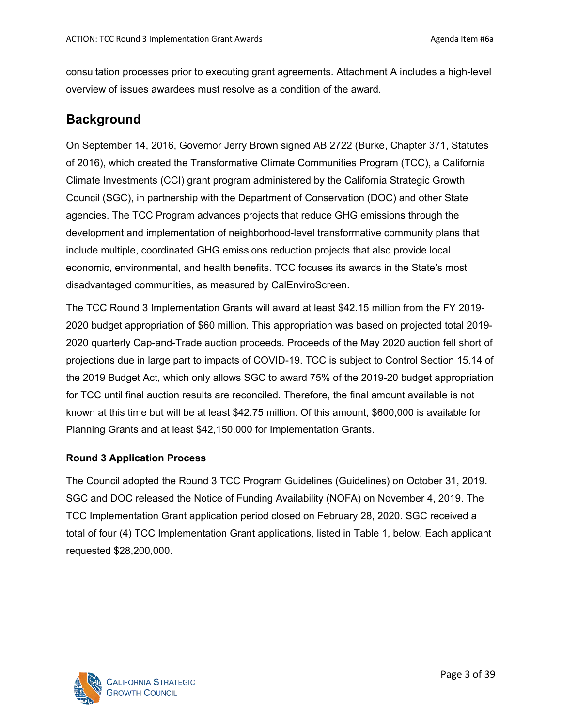consultation processes prior to executing grant agreements. Attachment A includes a high-level overview of issues awardees must resolve as a condition of the award.

## Background

On September 14, 2016, Governor Jerry Brown signed AB 2722 (Burke, Chapter 371, Statutes of 2016), which created the Transformative Climate Communities Program (TCC), a California Climate Investments (CCI) grant program administered by the California Strategic Growth Council (SGC), in partnership with the Department of Conservation (DOC) and other State agencies. The TCC Program advances projects that reduce GHG emissions through the development and implementation of neighborhood-level transformative community plans that include multiple, coordinated GHG emissions reduction projects that also provide local economic, environmental, and health benefits. TCC focuses its awards in the State's most disadvantaged communities, as measured by CalEnviroScreen.

The TCC Round 3 Implementation Grants will award at least $42.15 million from the FY 2019-2020 budget appropriation of $60 million. This appropriation was based on projected total 2019-2020 quarterly Cap-and-Trade auction proceeds. Proceeds of the May 2020 auction fell short of projections due in large part to impacts of COVID-19. TCC is subject to Control Section 15.14 of the 2019 Budget Act, which only allows SGC to award 75% of the 2019-20 budget appropriation for TCC until final auction results are reconciled. Therefore, the final amount available is not known at this time but will be at least $42.75 million. Of this amount, $600,000 is available for Planning Grants and at least $42,150,000 for Implementation Grants.

### Round 3 Application Process

The Council adopted the Round 3 TCC Program Guidelines (Guidelines) on October 31, 2019. SGC and DOC released the Notice of Funding Availability (NOFA) on November 4, 2019. The TCC Implementation Grant application period closed on February 28, 2020. SGC received a total of four (4) TCC Implementation Grant applications, listed in Table 1, below. Each applicant requested $28,200,000.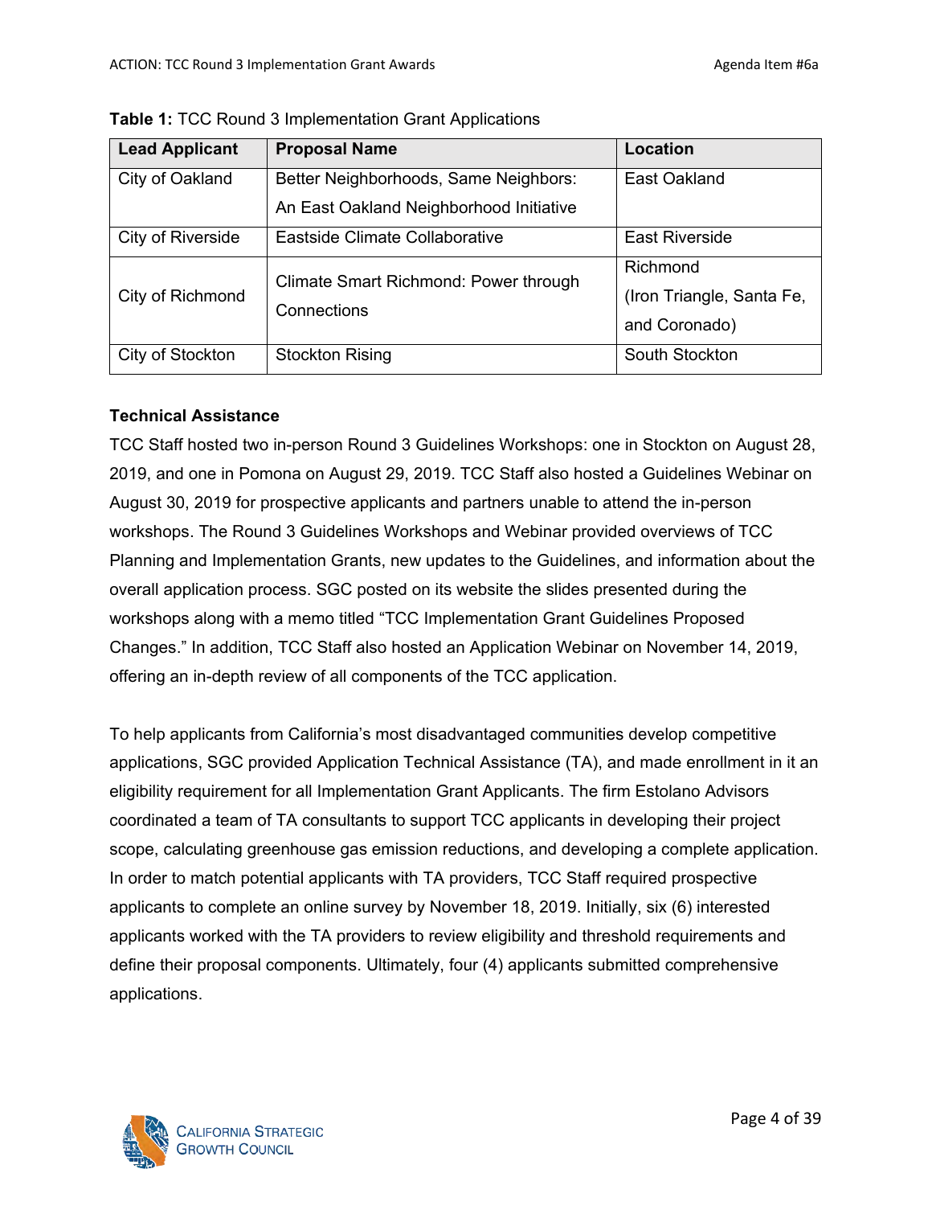**Table 1:** TCC Round 3 Implementation Grant Applications

| Lead Applicant | Proposal Name | Location |
| --- | --- | --- |
| City of Oakland | Better Neighborhoods, Same Neighbors: An East Oakland Neighborhood Initiative | East Oakland |
| City of Riverside | Eastside Climate Collaborative | East Riverside |
| City of Richmond | Climate Smart Richmond: Power through Connections | Richmond (Iron Triangle, Santa Fe, and Coronado) |
| City of Stockton | Stockton Rising | South Stockton |

**Technical Assistance**

TCC Staff hosted two in-person Round 3 Guidelines Workshops: one in Stockton on August 28, 2019, and one in Pomona on August 29, 2019. TCC Staff also hosted a Guidelines Webinar on August 30, 2019 for prospective applicants and partners unable to attend the in-person workshops. The Round 3 Guidelines Workshops and Webinar provided overviews of TCC Planning and Implementation Grants, new updates to the Guidelines, and information about the overall application process. SGC posted on its website the slides presented during the workshops along with a memo titled "TCC Implementation Grant Guidelines Proposed Changes." In addition, TCC Staff also hosted an Application Webinar on November 14, 2019, offering an in-depth review of all components of the TCC application.

To help applicants from California's most disadvantaged communities develop competitive applications, SGC provided Application Technical Assistance (TA), and made enrollment in it an eligibility requirement for all Implementation Grant Applicants. The firm Estolano Advisors coordinated a team of TA consultants to support TCC applicants in developing their project scope, calculating greenhouse gas emission reductions, and developing a complete application. In order to match potential applicants with TA providers, TCC Staff required prospective applicants to complete an online survey by November 18, 2019. Initially, six (6) interested applicants worked with the TA providers to review eligibility and threshold requirements and define their proposal components. Ultimately, four (4) applicants submitted comprehensive applications.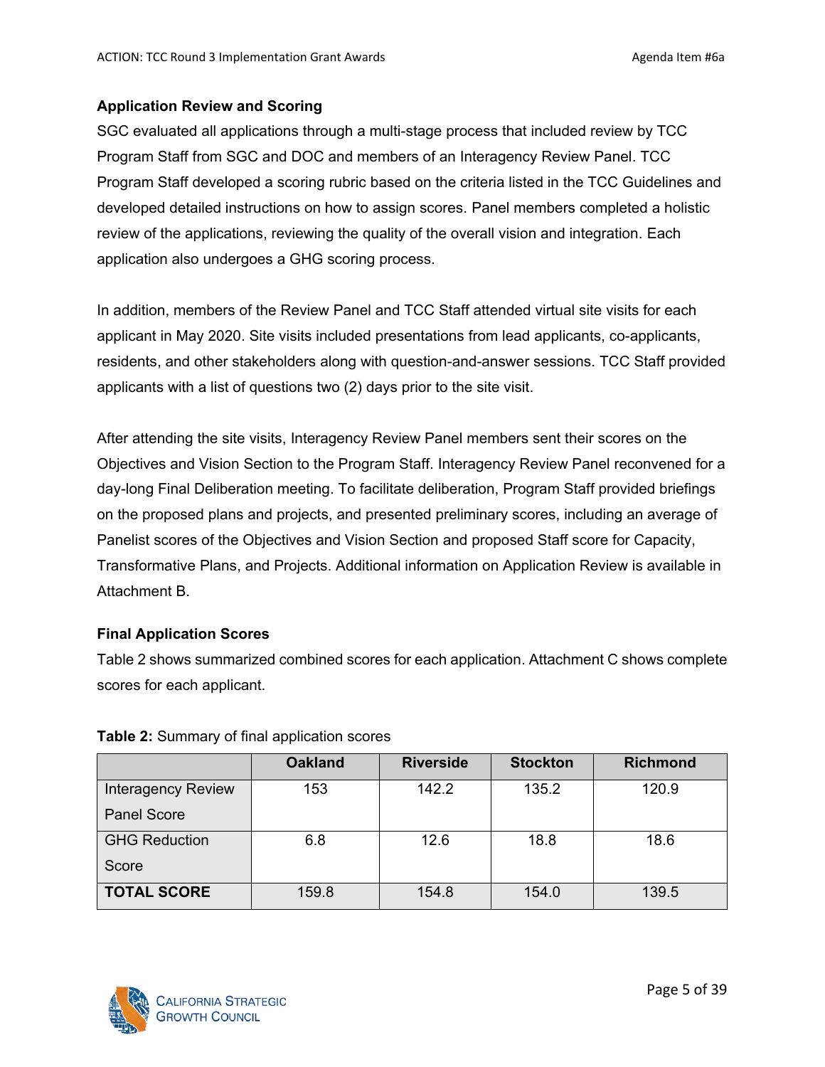### Application Review and Scoring

SGC evaluated all applications through a multi-stage process that included review by TCC Program Staff from SGC and DOC and members of an Interagency Review Panel. TCC Program Staff developed a scoring rubric based on the criteria listed in the TCC Guidelines and developed detailed instructions on how to assign scores. Panel members completed a holistic review of the applications, reviewing the quality of the overall vision and integration. Each application also undergoes a GHG scoring process.

In addition, members of the Review Panel and TCC Staff attended virtual site visits for each applicant in May 2020. Site visits included presentations from lead applicants, co-applicants, residents, and other stakeholders along with question-and-answer sessions. TCC Staff provided applicants with a list of questions two (2) days prior to the site visit.

After attending the site visits, Interagency Review Panel members sent their scores on the Objectives and Vision Section to the Program Staff. Interagency Review Panel reconvened for a day-long Final Deliberation meeting. To facilitate deliberation, Program Staff provided briefings on the proposed plans and projects, and presented preliminary scores, including an average of Panelist scores of the Objectives and Vision Section and proposed Staff score for Capacity, Transformative Plans, and Projects. Additional information on Application Review is available in Attachment B.

### Final Application Scores

Table 2 shows summarized combined scores for each application. Attachment C shows complete scores for each applicant.

**Table 2:** Summary of final application scores

| | Oakland | Riverside | Stockton | Richmond |
|---|---|---|---|---|
| Interagency Review Panel Score | 153 | 142.2 | 135.2 | 120.9 |
| GHG Reduction Score | 6.8 | 12.6 | 18.8 | 18.6 |
| **TOTAL SCORE** | 159.8 | 154.8 | 154.0 | 139.5 |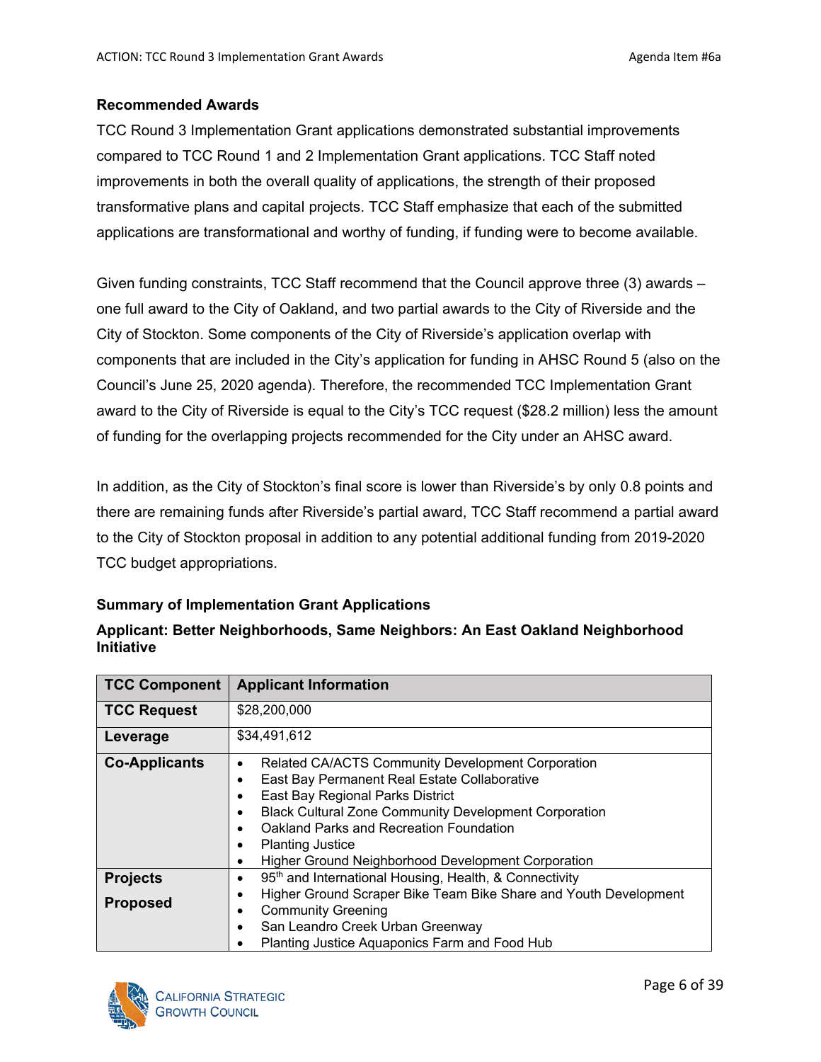### Recommended Awards

TCC Round 3 Implementation Grant applications demonstrated substantial improvements compared to TCC Round 1 and 2 Implementation Grant applications. TCC Staff noted improvements in both the overall quality of applications, the strength of their proposed transformative plans and capital projects. TCC Staff emphasize that each of the submitted applications are transformational and worthy of funding, if funding were to become available.

Given funding constraints, TCC Staff recommend that the Council approve three (3) awards – one full award to the City of Oakland, and two partial awards to the City of Riverside and the City of Stockton. Some components of the City of Riverside's application overlap with components that are included in the City's application for funding in AHSC Round 5 (also on the Council's June 25, 2020 agenda). Therefore, the recommended TCC Implementation Grant award to the City of Riverside is equal to the City's TCC request ($28.2 million) less the amount of funding for the overlapping projects recommended for the City under an AHSC award.

In addition, as the City of Stockton's final score is lower than Riverside's by only 0.8 points and there are remaining funds after Riverside's partial award, TCC Staff recommend a partial award to the City of Stockton proposal in addition to any potential additional funding from 2019-2020 TCC budget appropriations.

### Summary of Implementation Grant Applications

#### Applicant: Better Neighborhoods, Same Neighbors: An East Oakland Neighborhood Initiative

| TCC Component | Applicant Information |
|---|---|
| **TCC Request** | $28,200,000 |
| **Leverage** | $34,491,612 |
| **Co-Applicants** | • Related CA/ACTS Community Development Corporation<br>• East Bay Permanent Real Estate Collaborative<br>• East Bay Regional Parks District<br>• Black Cultural Zone Community Development Corporation<br>• Oakland Parks and Recreation Foundation<br>• Planting Justice<br>• Higher Ground Neighborhood Development Corporation |
| **Projects Proposed** | • 95th and International Housing, Health, & Connectivity<br>• Higher Ground Scraper Bike Team Bike Share and Youth Development<br>• Community Greening<br>• San Leandro Creek Urban Greenway<br>• Planting Justice Aquaponics Farm and Food Hub |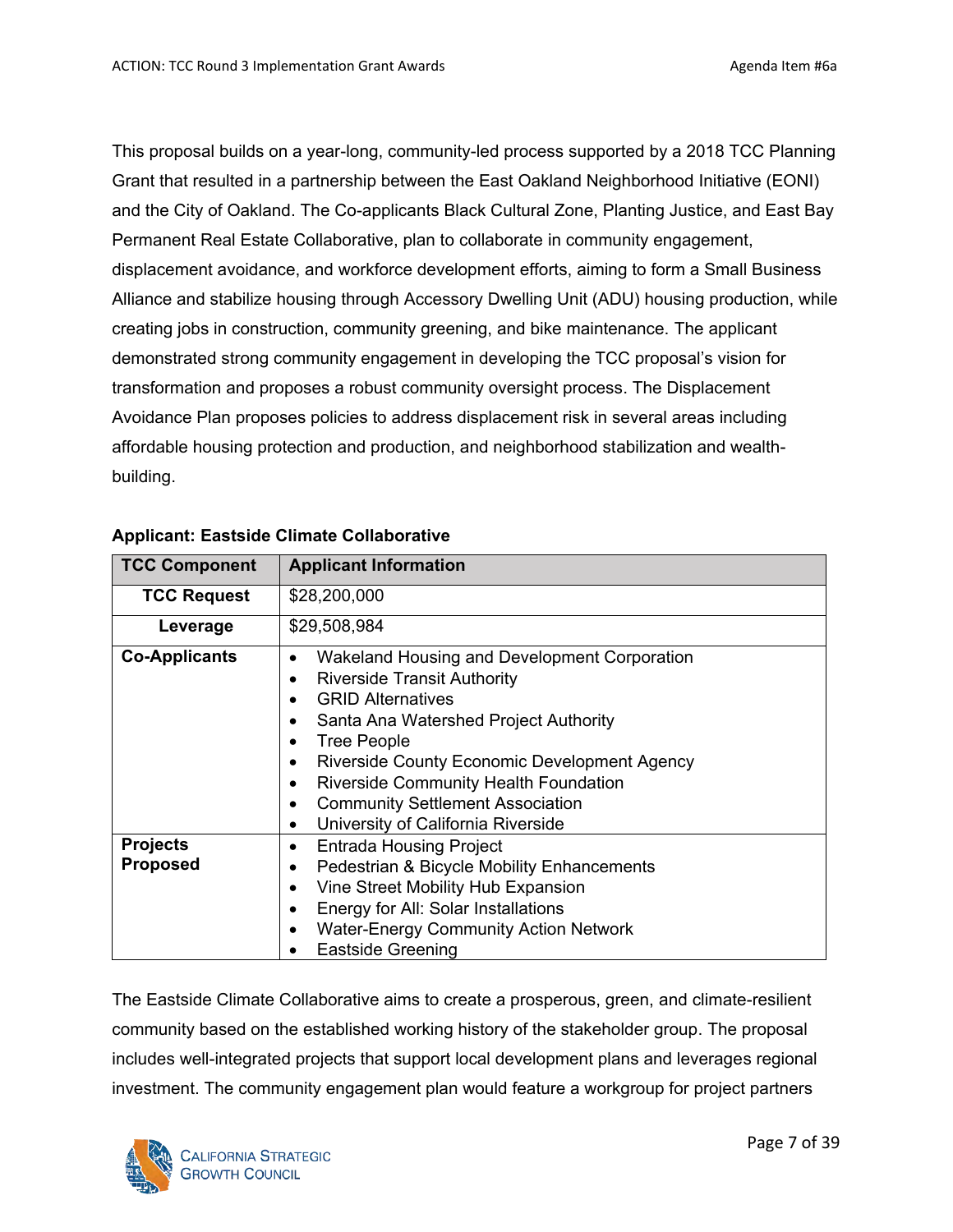This proposal builds on a year-long, community-led process supported by a 2018 TCC Planning Grant that resulted in a partnership between the East Oakland Neighborhood Initiative (EONI) and the City of Oakland. The Co-applicants Black Cultural Zone, Planting Justice, and East Bay Permanent Real Estate Collaborative, plan to collaborate in community engagement, displacement avoidance, and workforce development efforts, aiming to form a Small Business Alliance and stabilize housing through Accessory Dwelling Unit (ADU) housing production, while creating jobs in construction, community greening, and bike maintenance. The applicant demonstrated strong community engagement in developing the TCC proposal's vision for transformation and proposes a robust community oversight process. The Displacement Avoidance Plan proposes policies to address displacement risk in several areas including affordable housing protection and production, and neighborhood stabilization and wealth-building.

**Applicant: Eastside Climate Collaborative**

| TCC Component | Applicant Information |
|---|---|
| **TCC Request** | $28,200,000 |
| **Leverage** | $29,508,984 |
| **Co-Applicants** | • Wakeland Housing and Development Corporation<br>• Riverside Transit Authority<br>• GRID Alternatives<br>• Santa Ana Watershed Project Authority<br>• Tree People<br>• Riverside County Economic Development Agency<br>• Riverside Community Health Foundation<br>• Community Settlement Association<br>• University of California Riverside |
| **Projects Proposed** | • Entrada Housing Project<br>• Pedestrian & Bicycle Mobility Enhancements<br>• Vine Street Mobility Hub Expansion<br>• Energy for All: Solar Installations<br>• Water-Energy Community Action Network<br>• Eastside Greening |

The Eastside Climate Collaborative aims to create a prosperous, green, and climate-resilient community based on the established working history of the stakeholder group. The proposal includes well-integrated projects that support local development plans and leverages regional investment. The community engagement plan would feature a workgroup for project partners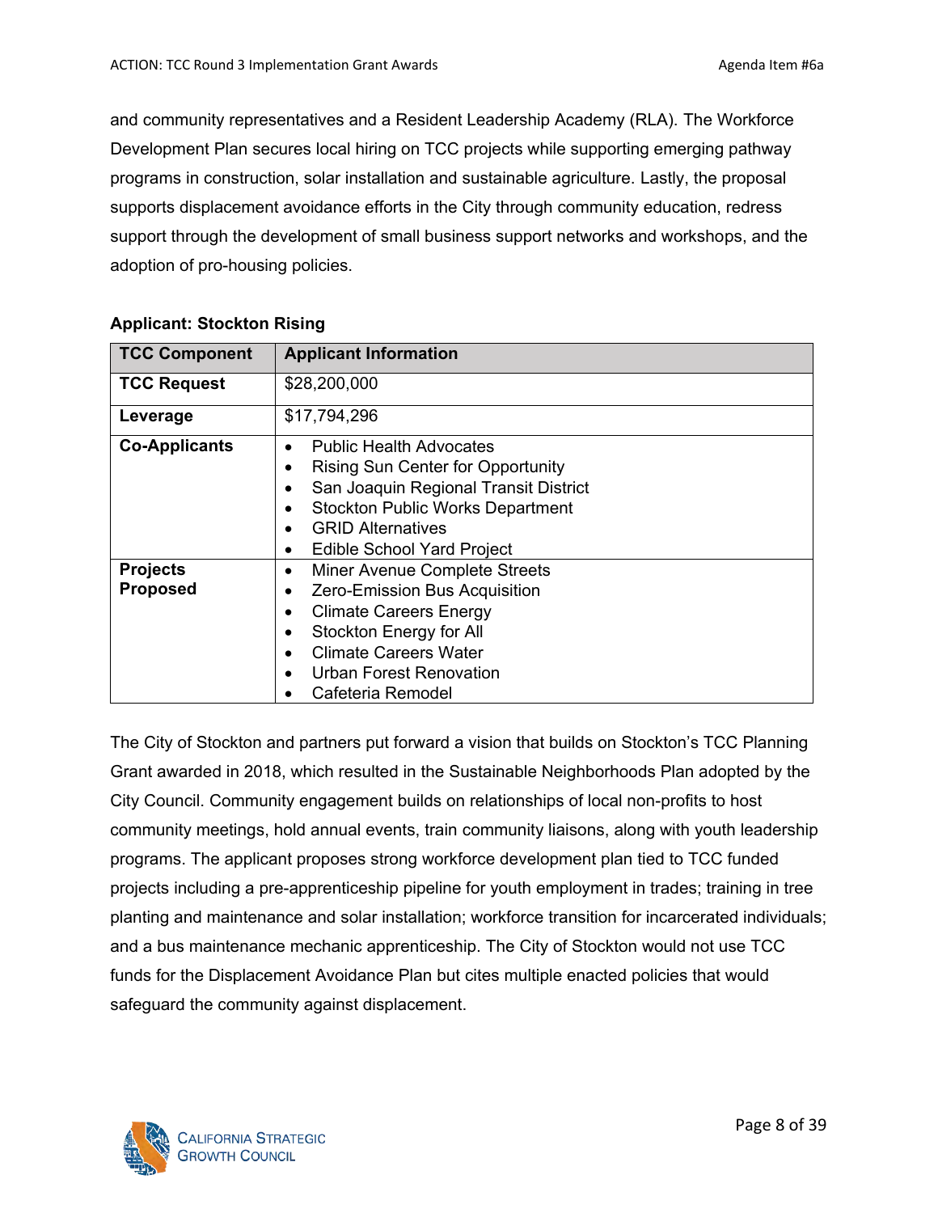and community representatives and a Resident Leadership Academy (RLA). The Workforce Development Plan secures local hiring on TCC projects while supporting emerging pathway programs in construction, solar installation and sustainable agriculture. Lastly, the proposal supports displacement avoidance efforts in the City through community education, redress support through the development of small business support networks and workshops, and the adoption of pro-housing policies.

**Applicant: Stockton Rising**

| TCC Component | Applicant Information |
|---|---|
| **TCC Request** | $28,200,000 |
| **Leverage** | $17,794,296 |
| **Co-Applicants** | • Public Health Advocates<br>• Rising Sun Center for Opportunity<br>• San Joaquin Regional Transit District<br>• Stockton Public Works Department<br>• GRID Alternatives<br>• Edible School Yard Project |
| **Projects Proposed** | • Miner Avenue Complete Streets<br>• Zero-Emission Bus Acquisition<br>• Climate Careers Energy<br>• Stockton Energy for All<br>• Climate Careers Water<br>• Urban Forest Renovation<br>• Cafeteria Remodel |

The City of Stockton and partners put forward a vision that builds on Stockton's TCC Planning Grant awarded in 2018, which resulted in the Sustainable Neighborhoods Plan adopted by the City Council. Community engagement builds on relationships of local non-profits to host community meetings, hold annual events, train community liaisons, along with youth leadership programs. The applicant proposes strong workforce development plan tied to TCC funded projects including a pre-apprenticeship pipeline for youth employment in trades; training in tree planting and maintenance and solar installation; workforce transition for incarcerated individuals; and a bus maintenance mechanic apprenticeship. The City of Stockton would not use TCC funds for the Displacement Avoidance Plan but cites multiple enacted policies that would safeguard the community against displacement.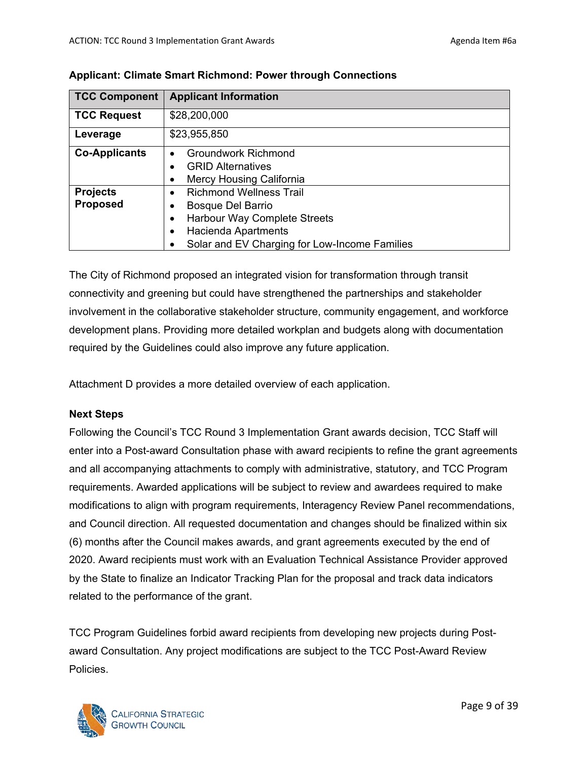**Applicant: Climate Smart Richmond: Power through Connections**

| TCC Component | Applicant Information |
|---|---|
| **TCC Request** | $28,200,000 |
| **Leverage** | $23,955,850 |
| **Co-Applicants** | • Groundwork Richmond<br>• GRID Alternatives<br>• Mercy Housing California |
| **Projects Proposed** | • Richmond Wellness Trail<br>• Bosque Del Barrio<br>• Harbour Way Complete Streets<br>• Hacienda Apartments<br>• Solar and EV Charging for Low-Income Families |

The City of Richmond proposed an integrated vision for transformation through transit connectivity and greening but could have strengthened the partnerships and stakeholder involvement in the collaborative stakeholder structure, community engagement, and workforce development plans. Providing more detailed workplan and budgets along with documentation required by the Guidelines could also improve any future application.

Attachment D provides a more detailed overview of each application.

**Next Steps**

Following the Council's TCC Round 3 Implementation Grant awards decision, TCC Staff will enter into a Post-award Consultation phase with award recipients to refine the grant agreements and all accompanying attachments to comply with administrative, statutory, and TCC Program requirements. Awarded applications will be subject to review and awardees required to make modifications to align with program requirements, Interagency Review Panel recommendations, and Council direction. All requested documentation and changes should be finalized within six (6) months after the Council makes awards, and grant agreements executed by the end of 2020. Award recipients must work with an Evaluation Technical Assistance Provider approved by the State to finalize an Indicator Tracking Plan for the proposal and track data indicators related to the performance of the grant.

TCC Program Guidelines forbid award recipients from developing new projects during Post-award Consultation. Any project modifications are subject to the TCC Post-Award Review Policies.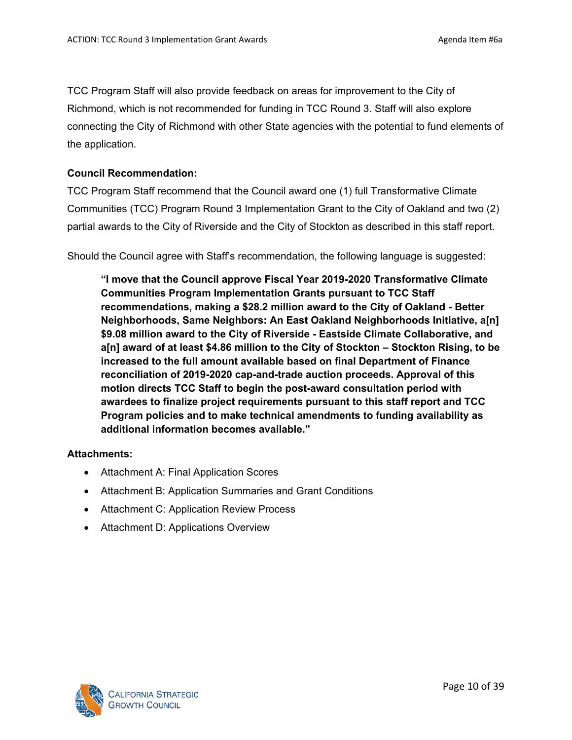TCC Program Staff will also provide feedback on areas for improvement to the City of Richmond, which is not recommended for funding in TCC Round 3. Staff will also explore connecting the City of Richmond with other State agencies with the potential to fund elements of the application.

**Council Recommendation:**

TCC Program Staff recommend that the Council award one (1) full Transformative Climate Communities (TCC) Program Round 3 Implementation Grant to the City of Oakland and two (2) partial awards to the City of Riverside and the City of Stockton as described in this staff report.

Should the Council agree with Staff's recommendation, the following language is suggested:

> **"I move that the Council approve Fiscal Year 2019-2020 Transformative Climate Communities Program Implementation Grants pursuant to TCC Staff recommendations, making a $28.2 million award to the City of Oakland - Better Neighborhoods, Same Neighbors: An East Oakland Neighborhoods Initiative, a[n] $9.08 million award to the City of Riverside - Eastside Climate Collaborative, and a[n] award of at least $4.86 million to the City of Stockton – Stockton Rising, to be increased to the full amount available based on final Department of Finance reconciliation of 2019-2020 cap-and-trade auction proceeds. Approval of this motion directs TCC Staff to begin the post-award consultation period with awardees to finalize project requirements pursuant to this staff report and TCC Program policies and to make technical amendments to funding availability as additional information becomes available."**

**Attachments:**

- Attachment A: Final Application Scores
- Attachment B: Application Summaries and Grant Conditions
- Attachment C: Application Review Process
- Attachment D: Applications Overview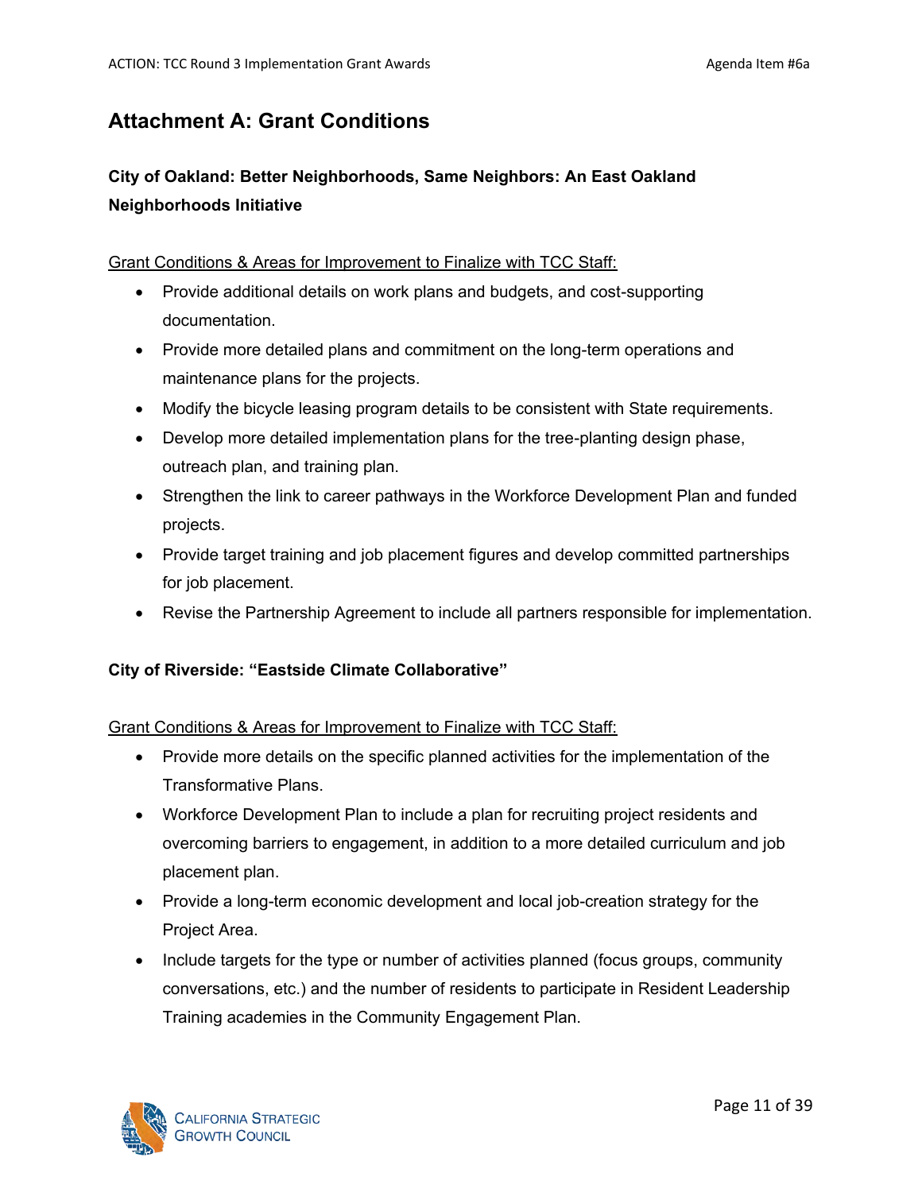# Attachment A: Grant Conditions

### City of Oakland: Better Neighborhoods, Same Neighbors: An East Oakland Neighborhoods Initiative

Grant Conditions & Areas for Improvement to Finalize with TCC Staff:

- Provide additional details on work plans and budgets, and cost-supporting documentation.
- Provide more detailed plans and commitment on the long-term operations and maintenance plans for the projects.
- Modify the bicycle leasing program details to be consistent with State requirements.
- Develop more detailed implementation plans for the tree-planting design phase, outreach plan, and training plan.
- Strengthen the link to career pathways in the Workforce Development Plan and funded projects.
- Provide target training and job placement figures and develop committed partnerships for job placement.
- Revise the Partnership Agreement to include all partners responsible for implementation.

### City of Riverside: "Eastside Climate Collaborative"

Grant Conditions & Areas for Improvement to Finalize with TCC Staff:

- Provide more details on the specific planned activities for the implementation of the Transformative Plans.
- Workforce Development Plan to include a plan for recruiting project residents and overcoming barriers to engagement, in addition to a more detailed curriculum and job placement plan.
- Provide a long-term economic development and local job-creation strategy for the Project Area.
- Include targets for the type or number of activities planned (focus groups, community conversations, etc.) and the number of residents to participate in Resident Leadership Training academies in the Community Engagement Plan.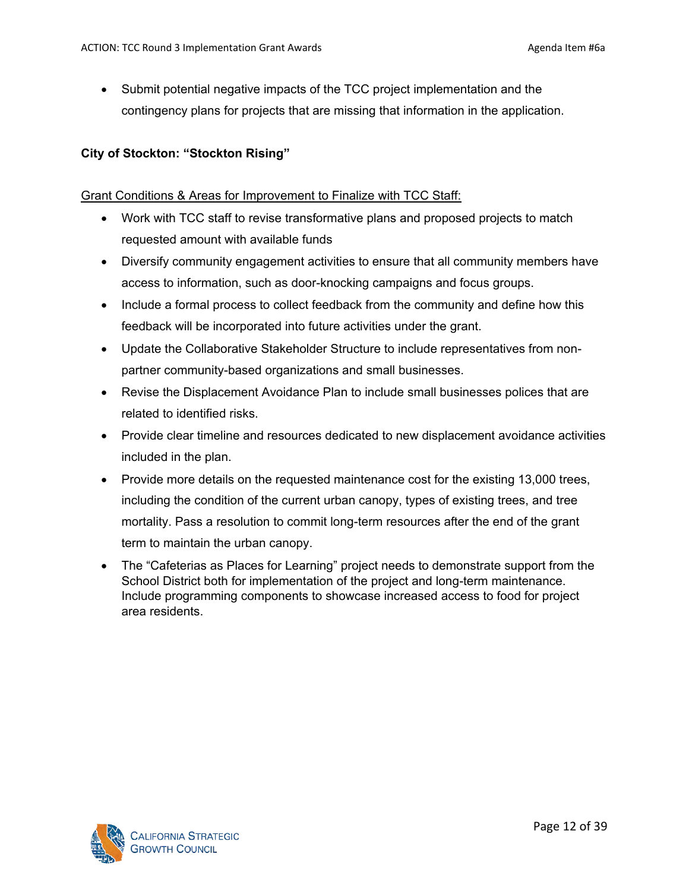- Submit potential negative impacts of the TCC project implementation and the contingency plans for projects that are missing that information in the application.

**City of Stockton: "Stockton Rising"**

Grant Conditions & Areas for Improvement to Finalize with TCC Staff:

- Work with TCC staff to revise transformative plans and proposed projects to match requested amount with available funds
- Diversify community engagement activities to ensure that all community members have access to information, such as door-knocking campaigns and focus groups.
- Include a formal process to collect feedback from the community and define how this feedback will be incorporated into future activities under the grant.
- Update the Collaborative Stakeholder Structure to include representatives from non-partner community-based organizations and small businesses.
- Revise the Displacement Avoidance Plan to include small businesses polices that are related to identified risks.
- Provide clear timeline and resources dedicated to new displacement avoidance activities included in the plan.
- Provide more details on the requested maintenance cost for the existing 13,000 trees, including the condition of the current urban canopy, types of existing trees, and tree mortality. Pass a resolution to commit long-term resources after the end of the grant term to maintain the urban canopy.
- The "Cafeterias as Places for Learning" project needs to demonstrate support from the School District both for implementation of the project and long-term maintenance. Include programming components to showcase increased access to food for project area residents.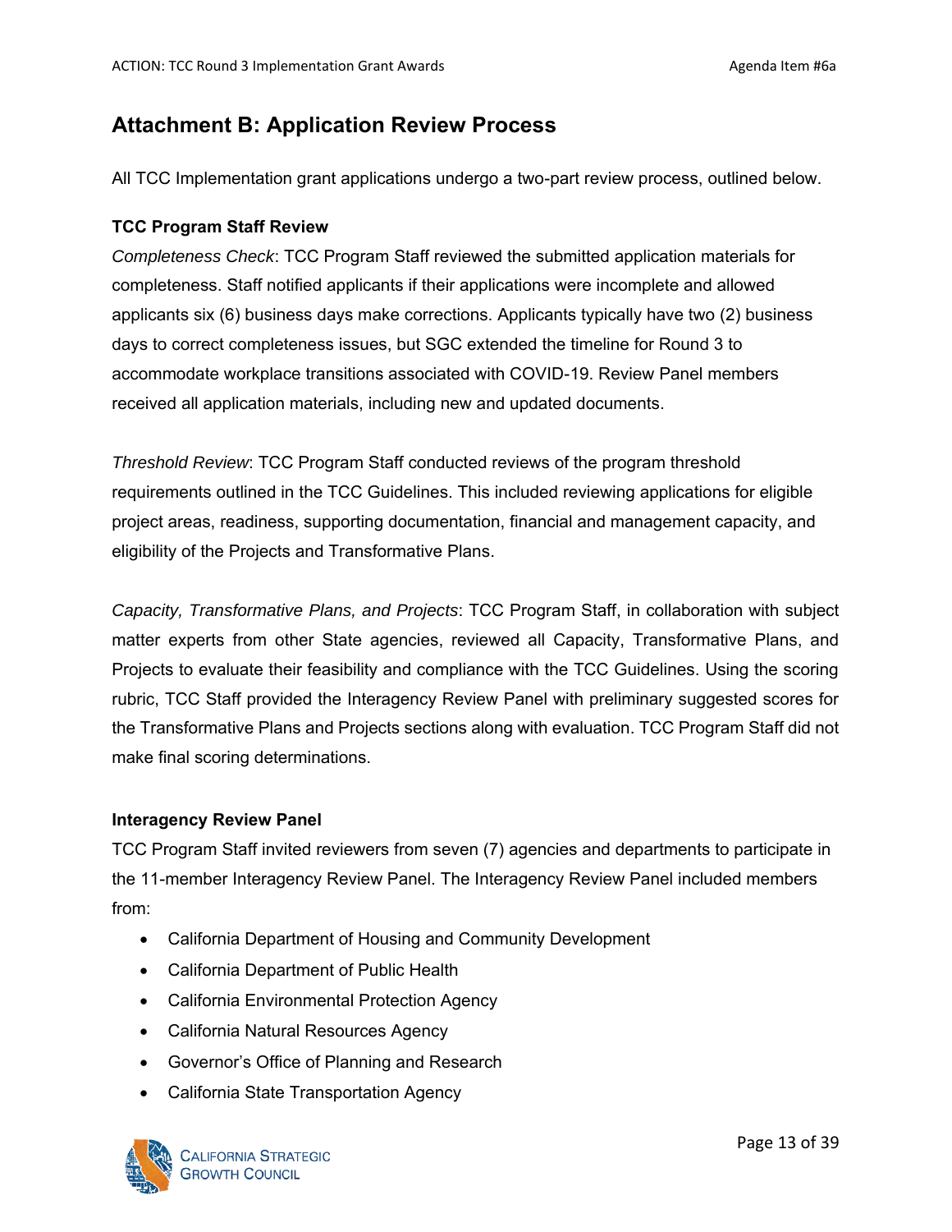# Attachment B: Application Review Process

All TCC Implementation grant applications undergo a two-part review process, outlined below.

**TCC Program Staff Review**

*Completeness Check*: TCC Program Staff reviewed the submitted application materials for completeness. Staff notified applicants if their applications were incomplete and allowed applicants six (6) business days make corrections. Applicants typically have two (2) business days to correct completeness issues, but SGC extended the timeline for Round 3 to accommodate workplace transitions associated with COVID-19. Review Panel members received all application materials, including new and updated documents.

*Threshold Review*: TCC Program Staff conducted reviews of the program threshold requirements outlined in the TCC Guidelines. This included reviewing applications for eligible project areas, readiness, supporting documentation, financial and management capacity, and eligibility of the Projects and Transformative Plans.

*Capacity, Transformative Plans, and Projects*: TCC Program Staff, in collaboration with subject matter experts from other State agencies, reviewed all Capacity, Transformative Plans, and Projects to evaluate their feasibility and compliance with the TCC Guidelines. Using the scoring rubric, TCC Staff provided the Interagency Review Panel with preliminary suggested scores for the Transformative Plans and Projects sections along with evaluation. TCC Program Staff did not make final scoring determinations.

**Interagency Review Panel**

TCC Program Staff invited reviewers from seven (7) agencies and departments to participate in the 11-member Interagency Review Panel. The Interagency Review Panel included members from:

- California Department of Housing and Community Development
- California Department of Public Health
- California Environmental Protection Agency
- California Natural Resources Agency
- Governor's Office of Planning and Research
- California State Transportation Agency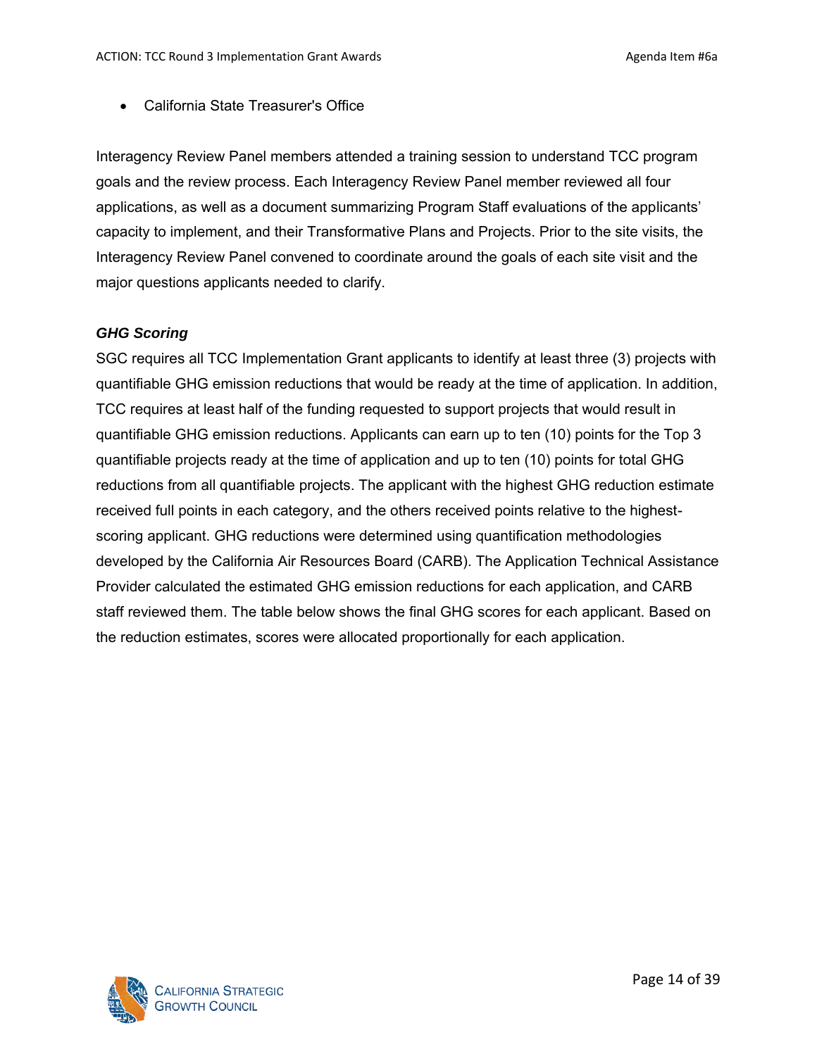- California State Treasurer's Office

Interagency Review Panel members attended a training session to understand TCC program goals and the review process. Each Interagency Review Panel member reviewed all four applications, as well as a document summarizing Program Staff evaluations of the applicants' capacity to implement, and their Transformative Plans and Projects. Prior to the site visits, the Interagency Review Panel convened to coordinate around the goals of each site visit and the major questions applicants needed to clarify.

***GHG Scoring***

SGC requires all TCC Implementation Grant applicants to identify at least three (3) projects with quantifiable GHG emission reductions that would be ready at the time of application. In addition, TCC requires at least half of the funding requested to support projects that would result in quantifiable GHG emission reductions. Applicants can earn up to ten (10) points for the Top 3 quantifiable projects ready at the time of application and up to ten (10) points for total GHG reductions from all quantifiable projects. The applicant with the highest GHG reduction estimate received full points in each category, and the others received points relative to the highest-scoring applicant. GHG reductions were determined using quantification methodologies developed by the California Air Resources Board (CARB). The Application Technical Assistance Provider calculated the estimated GHG emission reductions for each application, and CARB staff reviewed them. The table below shows the final GHG scores for each applicant. Based on the reduction estimates, scores were allocated proportionally for each application.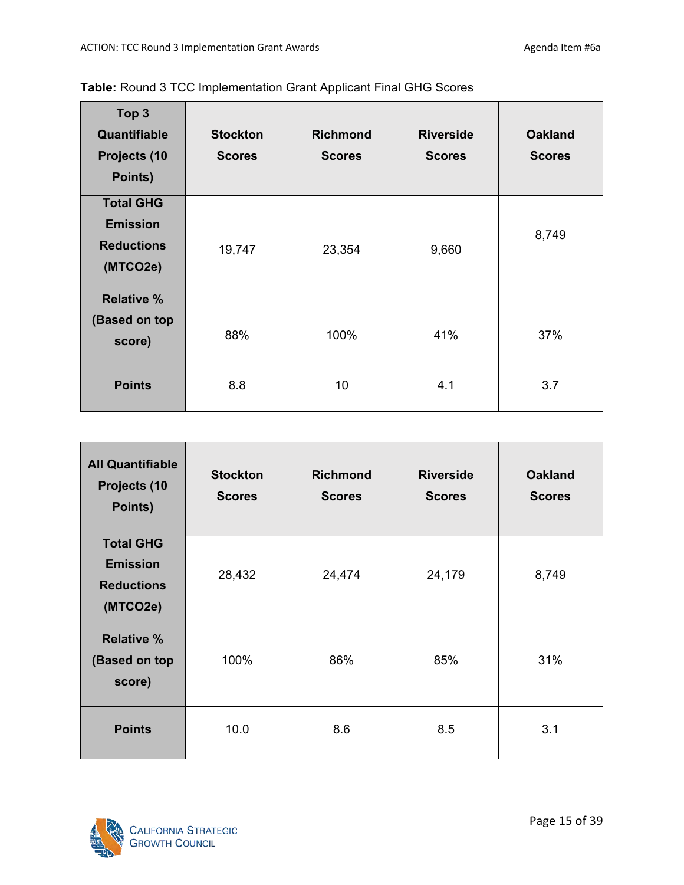**Table:** Round 3 TCC Implementation Grant Applicant Final GHG Scores

| Top 3 Quantifiable Projects (10 Points) | Stockton Scores | Richmond Scores | Riverside Scores | Oakland Scores |
|---|---|---|---|---|
| Total GHG Emission Reductions (MTCO2e) | 19,747 | 23,354 | 9,660 | 8,749 |
| Relative % (Based on top score) | 88% | 100% | 41% | 37% |
| Points | 8.8 | 10 | 4.1 | 3.7 |

| All Quantifiable Projects (10 Points) | Stockton Scores | Richmond Scores | Riverside Scores | Oakland Scores |
|---|---|---|---|---|
| Total GHG Emission Reductions (MTCO2e) | 28,432 | 24,474 | 24,179 | 8,749 |
| Relative % (Based on top score) | 100% | 86% | 85% | 31% |
| Points | 10.0 | 8.6 | 8.5 | 3.1 |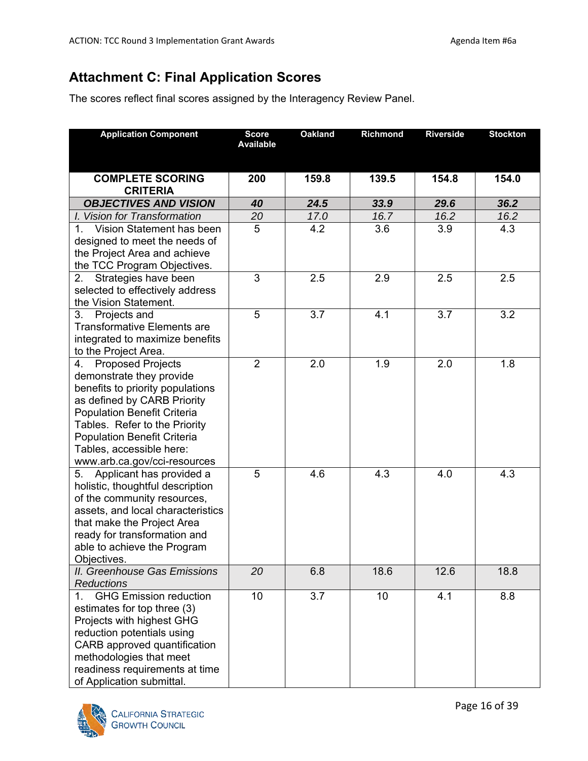## Attachment C: Final Application Scores

The scores reflect final scores assigned by the Interagency Review Panel.

| Application Component | Score Available | Oakland | Richmond | Riverside | Stockton |
|---|---|---|---|---|---|
| **COMPLETE SCORING CRITERIA** | **200** | **159.8** | **139.5** | **154.8** | **154.0** |
| ***OBJECTIVES AND VISION*** | ***40*** | ***24.5*** | ***33.9*** | ***29.6*** | ***36.2*** |
| *I. Vision for Transformation* | *20* | *17.0* | *16.7* | *16.2* | *16.2* |
| 1. Vision Statement has been designed to meet the needs of the Project Area and achieve the TCC Program Objectives. | 5 | 4.2 | 3.6 | 3.9 | 4.3 |
| 2. Strategies have been selected to effectively address the Vision Statement. | 3 | 2.5 | 2.9 | 2.5 | 2.5 |
| 3. Projects and Transformative Elements are integrated to maximize benefits to the Project Area. | 5 | 3.7 | 4.1 | 3.7 | 3.2 |
| 4. Proposed Projects demonstrate they provide benefits to priority populations as defined by CARB Priority Population Benefit Criteria Tables. Refer to the Priority Population Benefit Criteria Tables, accessible here: www.arb.ca.gov/cci-resources | 2 | 2.0 | 1.9 | 2.0 | 1.8 |
| 5. Applicant has provided a holistic, thoughtful description of the community resources, assets, and local characteristics that make the Project Area ready for transformation and able to achieve the Program Objectives. | 5 | 4.6 | 4.3 | 4.0 | 4.3 |
| *II. Greenhouse Gas Emissions Reductions* | *20* | 6.8 | 18.6 | 12.6 | 18.8 |
| 1. GHG Emission reduction estimates for top three (3) Projects with highest GHG reduction potentials using CARB approved quantification methodologies that meet readiness requirements at time of Application submittal. | 10 | 3.7 | 10 | 4.1 | 8.8 |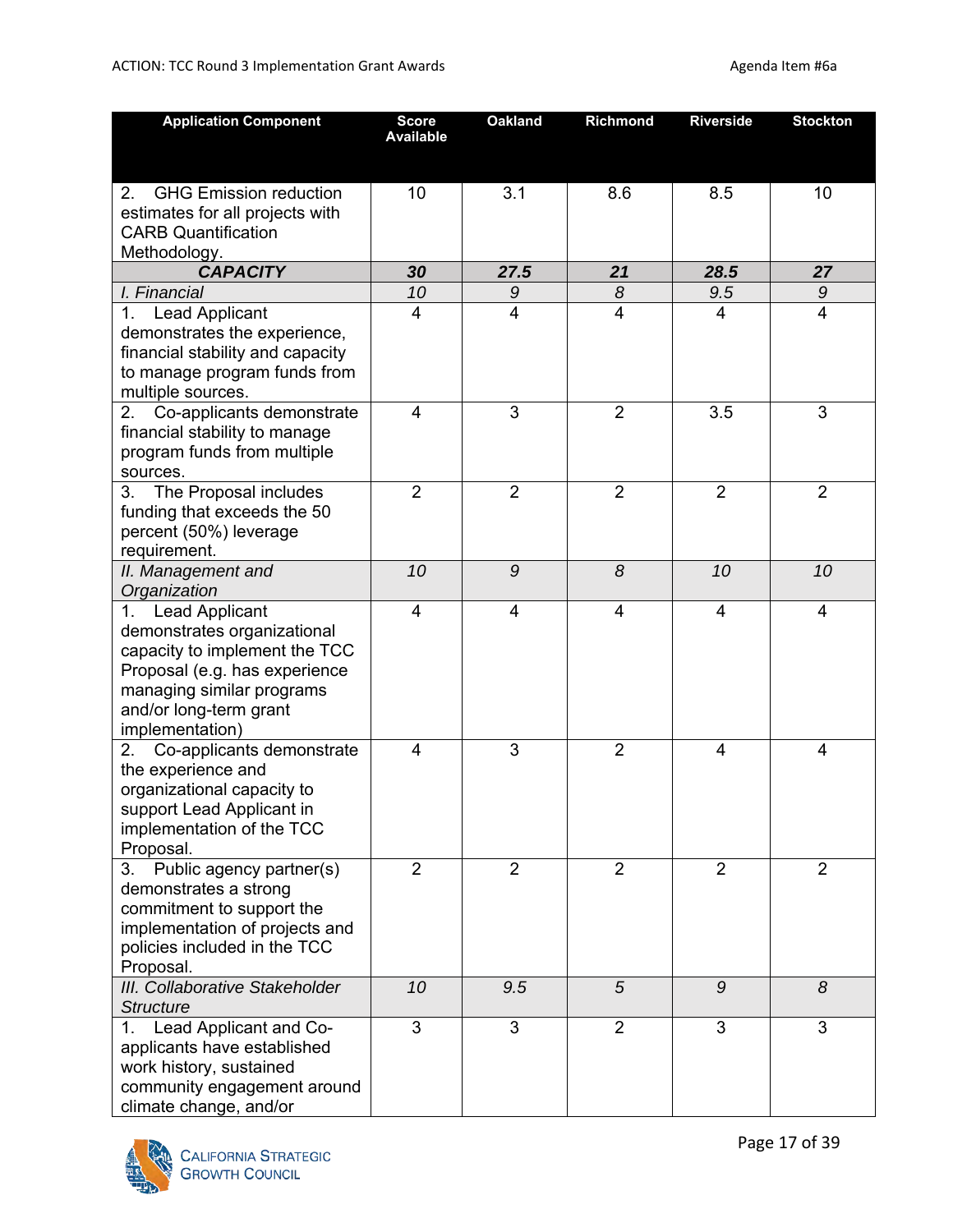| Application Component | Score Available | Oakland | Richmond | Riverside | Stockton |
|---|---|---|---|---|---|
| 2. GHG Emission reduction estimates for all projects with CARB Quantification Methodology. | 10 | 3.1 | 8.6 | 8.5 | 10 |
| ***CAPACITY*** | ***30*** | ***27.5*** | ***21*** | ***28.5*** | ***27*** |
| *I. Financial* | *10* | *9* | *8* | *9.5* | *9* |
| 1. Lead Applicant demonstrates the experience, financial stability and capacity to manage program funds from multiple sources. | 4 | 4 | 4 | 4 | 4 |
| 2. Co-applicants demonstrate financial stability to manage program funds from multiple sources. | 4 | 3 | 2 | 3.5 | 3 |
| 3. The Proposal includes funding that exceeds the 50 percent (50%) leverage requirement. | 2 | 2 | 2 | 2 | 2 |
| *II. Management and Organization* | *10* | *9* | *8* | *10* | *10* |
| 1. Lead Applicant demonstrates organizational capacity to implement the TCC Proposal (e.g. has experience managing similar programs and/or long-term grant implementation) | 4 | 4 | 4 | 4 | 4 |
| 2. Co-applicants demonstrate the experience and organizational capacity to support Lead Applicant in implementation of the TCC Proposal. | 4 | 3 | 2 | 4 | 4 |
| 3. Public agency partner(s) demonstrates a strong commitment to support the implementation of projects and policies included in the TCC Proposal. | 2 | 2 | 2 | 2 | 2 |
| *III. Collaborative Stakeholder Structure* | *10* | *9.5* | *5* | *9* | *8* |
| 1. Lead Applicant and Co-applicants have established work history, sustained community engagement around climate change, and/or | 3 | 3 | 2 | 3 | 3 |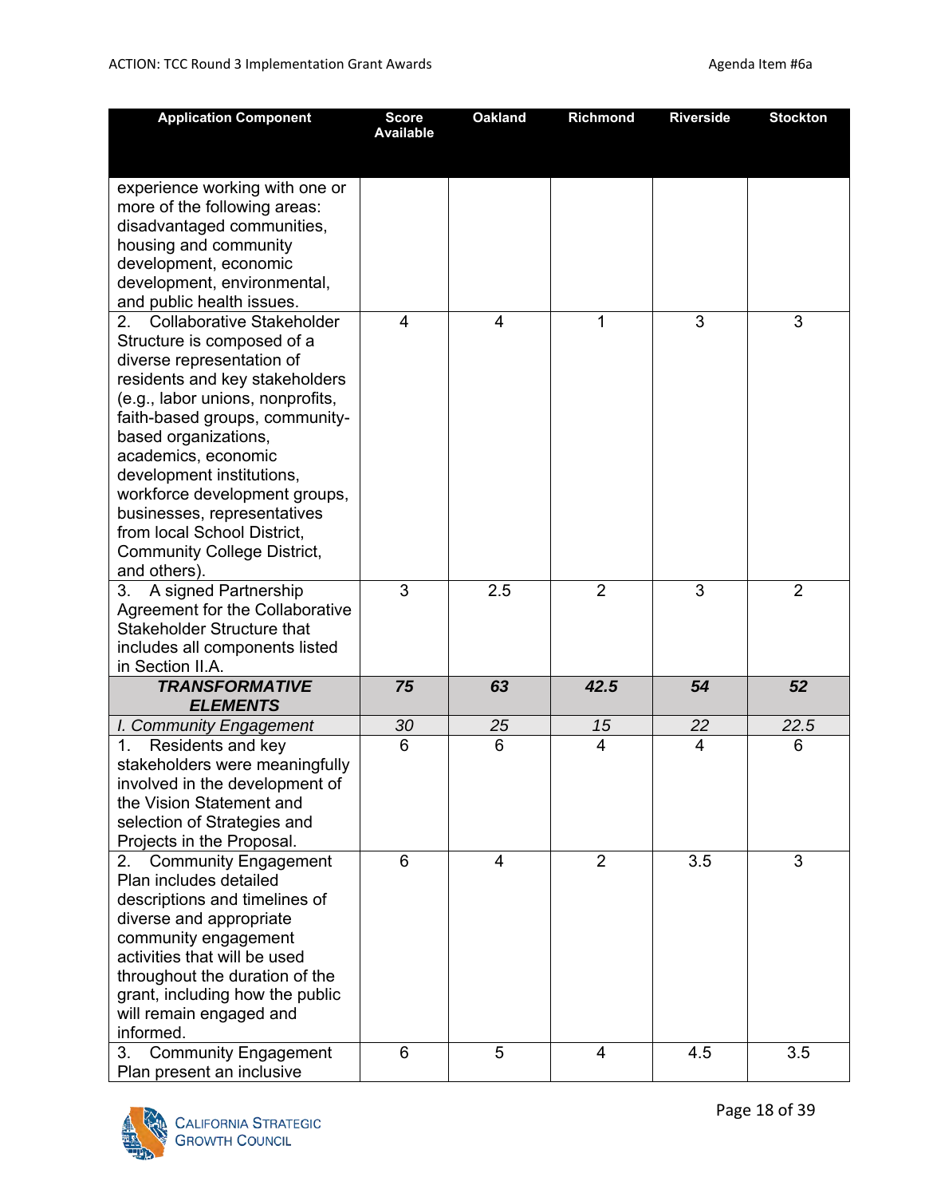| Application Component | Score Available | Oakland | Richmond | Riverside | Stockton |
|---|---|---|---|---|---|
| experience working with one or more of the following areas: disadvantaged communities, housing and community development, economic development, environmental, and public health issues. | | | | | |
| 2. Collaborative Stakeholder Structure is composed of a diverse representation of residents and key stakeholders (e.g., labor unions, nonprofits, faith-based groups, community-based organizations, academics, economic development institutions, workforce development groups, businesses, representatives from local School District, Community College District, and others). | 4 | 4 | 1 | 3 | 3 |
| 3. A signed Partnership Agreement for the Collaborative Stakeholder Structure that includes all components listed in Section II.A. | 3 | 2.5 | 2 | 3 | 2 |
| ***TRANSFORMATIVE ELEMENTS*** | ***75*** | ***63*** | ***42.5*** | ***54*** | ***52*** |
| *I. Community Engagement* | *30* | *25* | *15* | *22* | *22.5* |
| 1. Residents and key stakeholders were meaningfully involved in the development of the Vision Statement and selection of Strategies and Projects in the Proposal. | 6 | 6 | 4 | 4 | 6 |
| 2. Community Engagement Plan includes detailed descriptions and timelines of diverse and appropriate community engagement activities that will be used throughout the duration of the grant, including how the public will remain engaged and informed. | 6 | 4 | 2 | 3.5 | 3 |
| 3. Community Engagement Plan present an inclusive | 6 | 5 | 4 | 4.5 | 3.5 |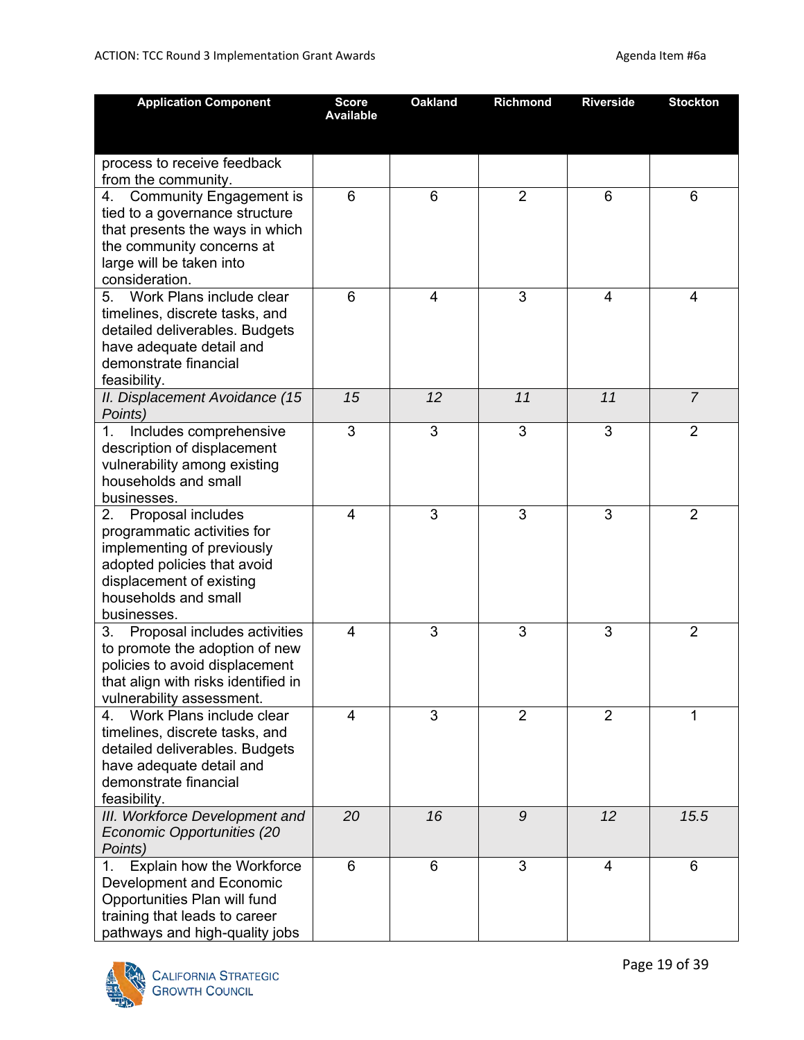| Application Component | Score Available | Oakland | Richmond | Riverside | Stockton |
|---|---|---|---|---|---|
| process to receive feedback from the community. | | | | | |
| 4. Community Engagement is tied to a governance structure that presents the ways in which the community concerns at large will be taken into consideration. | 6 | 6 | 2 | 6 | 6 |
| 5. Work Plans include clear timelines, discrete tasks, and detailed deliverables. Budgets have adequate detail and demonstrate financial feasibility. | 6 | 4 | 3 | 4 | 4 |
| *II. Displacement Avoidance (15 Points)* | *15* | *12* | *11* | *11* | *7* |
| 1. Includes comprehensive description of displacement vulnerability among existing households and small businesses. | 3 | 3 | 3 | 3 | 2 |
| 2. Proposal includes programmatic activities for implementing of previously adopted policies that avoid displacement of existing households and small businesses. | 4 | 3 | 3 | 3 | 2 |
| 3. Proposal includes activities to promote the adoption of new policies to avoid displacement that align with risks identified in vulnerability assessment. | 4 | 3 | 3 | 3 | 2 |
| 4. Work Plans include clear timelines, discrete tasks, and detailed deliverables. Budgets have adequate detail and demonstrate financial feasibility. | 4 | 3 | 2 | 2 | 1 |
| *III. Workforce Development and Economic Opportunities (20 Points)* | *20* | *16* | *9* | *12* | *15.5* |
| 1. Explain how the Workforce Development and Economic Opportunities Plan will fund training that leads to career pathways and high-quality jobs | 6 | 6 | 3 | 4 | 6 |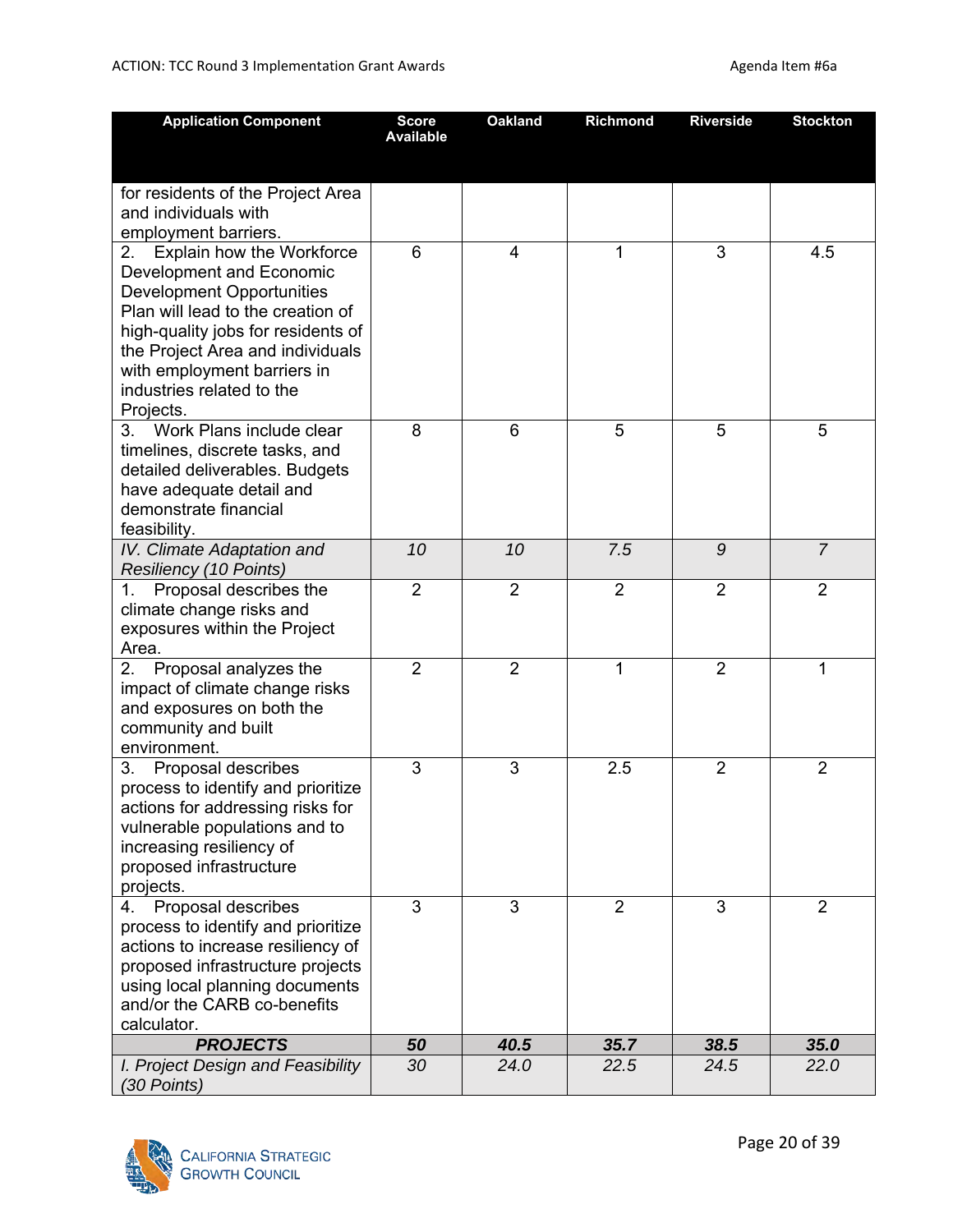| Application Component | Score Available | Oakland | Richmond | Riverside | Stockton |
|---|---|---|---|---|---|
| for residents of the Project Area and individuals with employment barriers. | | | | | |
| 2. Explain how the Workforce Development and Economic Development Opportunities Plan will lead to the creation of high-quality jobs for residents of the Project Area and individuals with employment barriers in industries related to the Projects. | 6 | 4 | 1 | 3 | 4.5 |
| 3. Work Plans include clear timelines, discrete tasks, and detailed deliverables. Budgets have adequate detail and demonstrate financial feasibility. | 8 | 6 | 5 | 5 | 5 |
| *IV. Climate Adaptation and Resiliency (10 Points)* | *10* | *10* | *7.5* | *9* | *7* |
| 1. Proposal describes the climate change risks and exposures within the Project Area. | 2 | 2 | 2 | 2 | 2 |
| 2. Proposal analyzes the impact of climate change risks and exposures on both the community and built environment. | 2 | 2 | 1 | 2 | 1 |
| 3. Proposal describes process to identify and prioritize actions for addressing risks for vulnerable populations and to increasing resiliency of proposed infrastructure projects. | 3 | 3 | 2.5 | 2 | 2 |
| 4. Proposal describes process to identify and prioritize actions to increase resiliency of proposed infrastructure projects using local planning documents and/or the CARB co-benefits calculator. | 3 | 3 | 2 | 3 | 2 |
| ***PROJECTS*** | ***50*** | ***40.5*** | ***35.7*** | ***38.5*** | ***35.0*** |
| *I. Project Design and Feasibility (30 Points)* | *30* | *24.0* | *22.5* | *24.5* | *22.0* |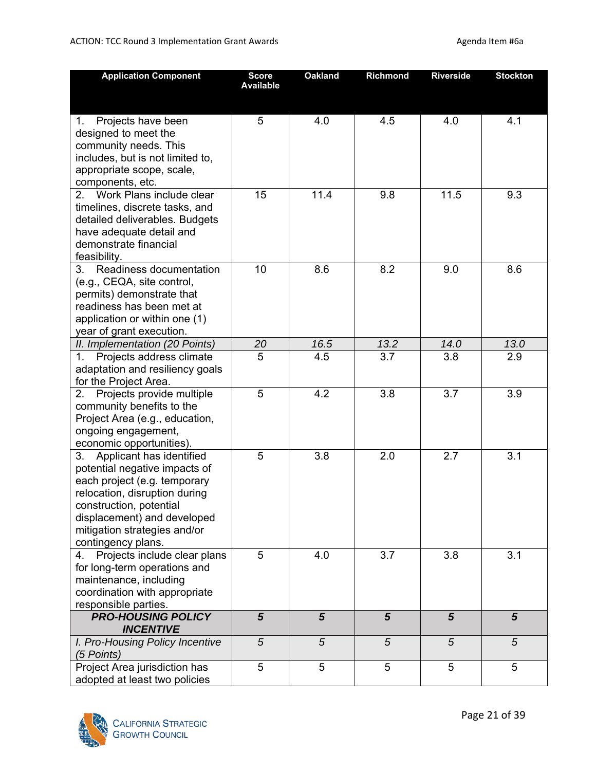| Application Component | Score Available | Oakland | Richmond | Riverside | Stockton |
|---|---|---|---|---|---|
| 1. Projects have been designed to meet the community needs. This includes, but is not limited to, appropriate scope, scale, components, etc. | 5 | 4.0 | 4.5 | 4.0 | 4.1 |
| 2. Work Plans include clear timelines, discrete tasks, and detailed deliverables. Budgets have adequate detail and demonstrate financial feasibility. | 15 | 11.4 | 9.8 | 11.5 | 9.3 |
| 3. Readiness documentation (e.g., CEQA, site control, permits) demonstrate that readiness has been met at application or within one (1) year of grant execution. | 10 | 8.6 | 8.2 | 9.0 | 8.6 |
| *II. Implementation (20 Points)* | *20* | *16.5* | *13.2* | *14.0* | *13.0* |
| 1. Projects address climate adaptation and resiliency goals for the Project Area. | 5 | 4.5 | 3.7 | 3.8 | 2.9 |
| 2. Projects provide multiple community benefits to the Project Area (e.g., education, ongoing engagement, economic opportunities). | 5 | 4.2 | 3.8 | 3.7 | 3.9 |
| 3. Applicant has identified potential negative impacts of each project (e.g. temporary relocation, disruption during construction, potential displacement) and developed mitigation strategies and/or contingency plans. | 5 | 3.8 | 2.0 | 2.7 | 3.1 |
| 4. Projects include clear plans for long-term operations and maintenance, including coordination with appropriate responsible parties. | 5 | 4.0 | 3.7 | 3.8 | 3.1 |
| ***PRO-HOUSING POLICY INCENTIVE*** | ***5*** | ***5*** | ***5*** | ***5*** | ***5*** |
| *I. Pro-Housing Policy Incentive (5 Points)* | *5* | *5* | *5* | *5* | *5* |
| Project Area jurisdiction has adopted at least two policies | 5 | 5 | 5 | 5 | 5 |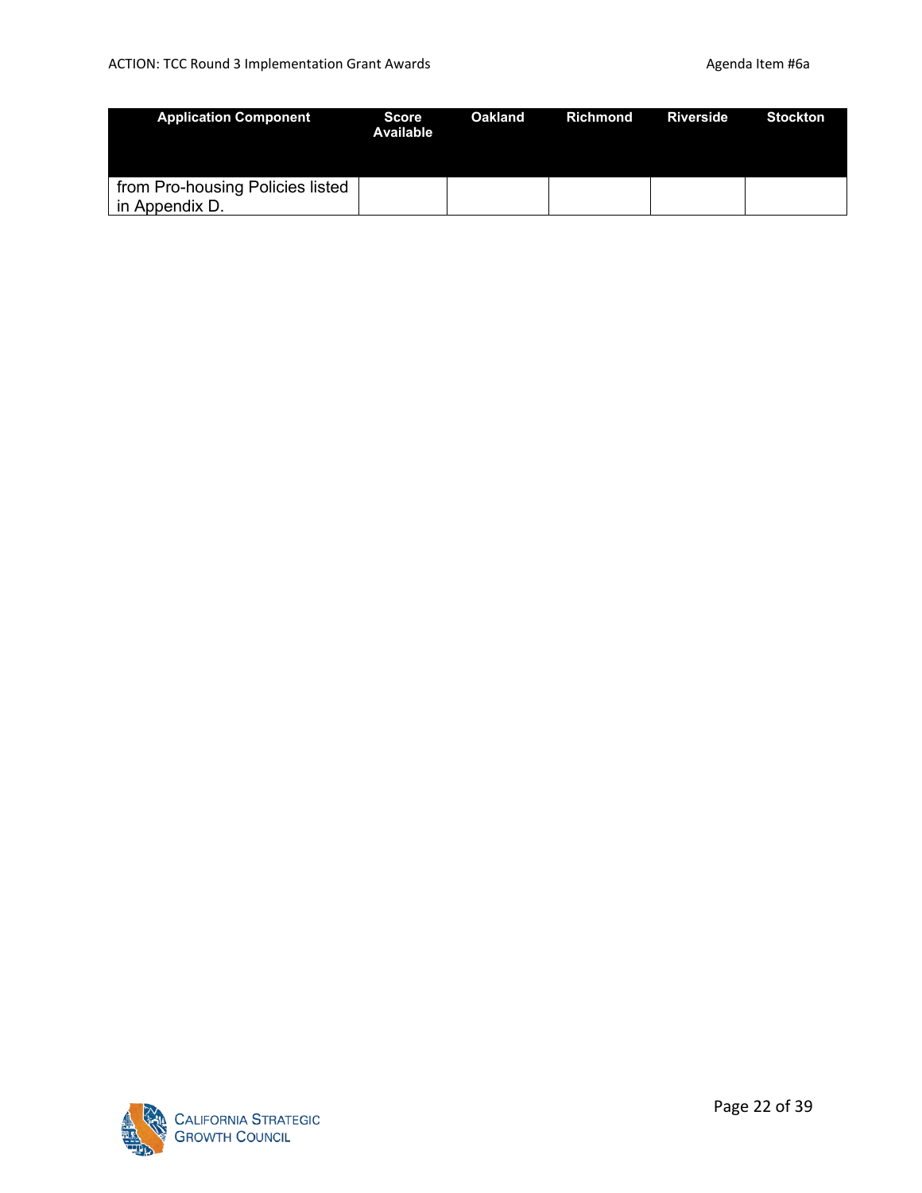| Application Component | Score Available | Oakland | Richmond | Riverside | Stockton |
| --- | --- | --- | --- | --- | --- |
| from Pro-housing Policies listed in Appendix D. | | | | | |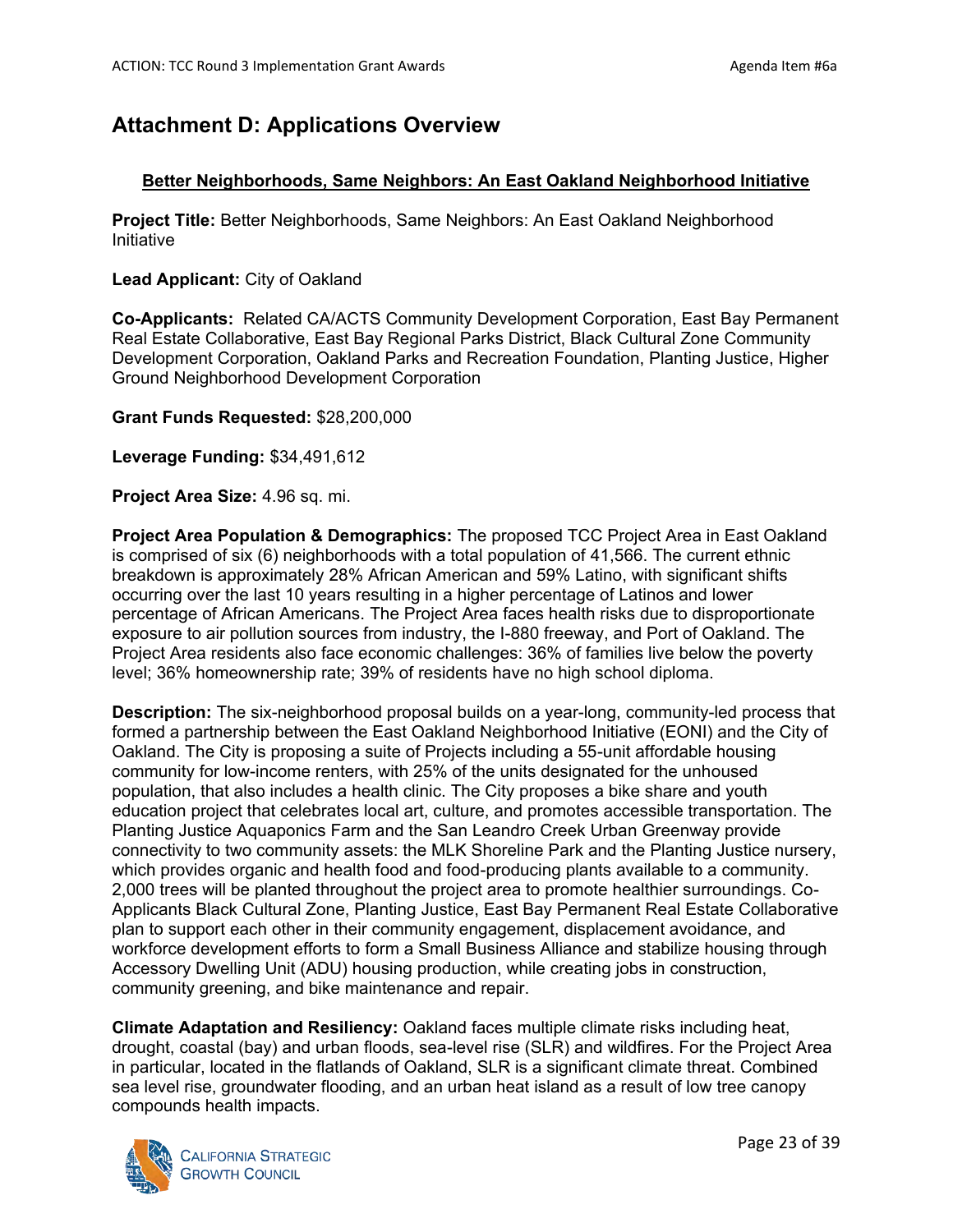# Attachment D: Applications Overview

## Better Neighborhoods, Same Neighbors: An East Oakland Neighborhood Initiative

**Project Title:** Better Neighborhoods, Same Neighbors: An East Oakland Neighborhood Initiative

**Lead Applicant:** City of Oakland

**Co-Applicants:** Related CA/ACTS Community Development Corporation, East Bay Permanent Real Estate Collaborative, East Bay Regional Parks District, Black Cultural Zone Community Development Corporation, Oakland Parks and Recreation Foundation, Planting Justice, Higher Ground Neighborhood Development Corporation

**Grant Funds Requested:** $28,200,000

**Leverage Funding:** $34,491,612

**Project Area Size:** 4.96 sq. mi.

**Project Area Population & Demographics:** The proposed TCC Project Area in East Oakland is comprised of six (6) neighborhoods with a total population of 41,566. The current ethnic breakdown is approximately 28% African American and 59% Latino, with significant shifts occurring over the last 10 years resulting in a higher percentage of Latinos and lower percentage of African Americans. The Project Area faces health risks due to disproportionate exposure to air pollution sources from industry, the I-880 freeway, and Port of Oakland. The Project Area residents also face economic challenges: 36% of families live below the poverty level; 36% homeownership rate; 39% of residents have no high school diploma.

**Description:** The six-neighborhood proposal builds on a year-long, community-led process that formed a partnership between the East Oakland Neighborhood Initiative (EONI) and the City of Oakland. The City is proposing a suite of Projects including a 55-unit affordable housing community for low-income renters, with 25% of the units designated for the unhoused population, that also includes a health clinic. The City proposes a bike share and youth education project that celebrates local art, culture, and promotes accessible transportation. The Planting Justice Aquaponics Farm and the San Leandro Creek Urban Greenway provide connectivity to two community assets: the MLK Shoreline Park and the Planting Justice nursery, which provides organic and health food and food-producing plants available to a community. 2,000 trees will be planted throughout the project area to promote healthier surroundings. Co-Applicants Black Cultural Zone, Planting Justice, East Bay Permanent Real Estate Collaborative plan to support each other in their community engagement, displacement avoidance, and workforce development efforts to form a Small Business Alliance and stabilize housing through Accessory Dwelling Unit (ADU) housing production, while creating jobs in construction, community greening, and bike maintenance and repair.

**Climate Adaptation and Resiliency:** Oakland faces multiple climate risks including heat, drought, coastal (bay) and urban floods, sea-level rise (SLR) and wildfires. For the Project Area in particular, located in the flatlands of Oakland, SLR is a significant climate threat. Combined sea level rise, groundwater flooding, and an urban heat island as a result of low tree canopy compounds health impacts.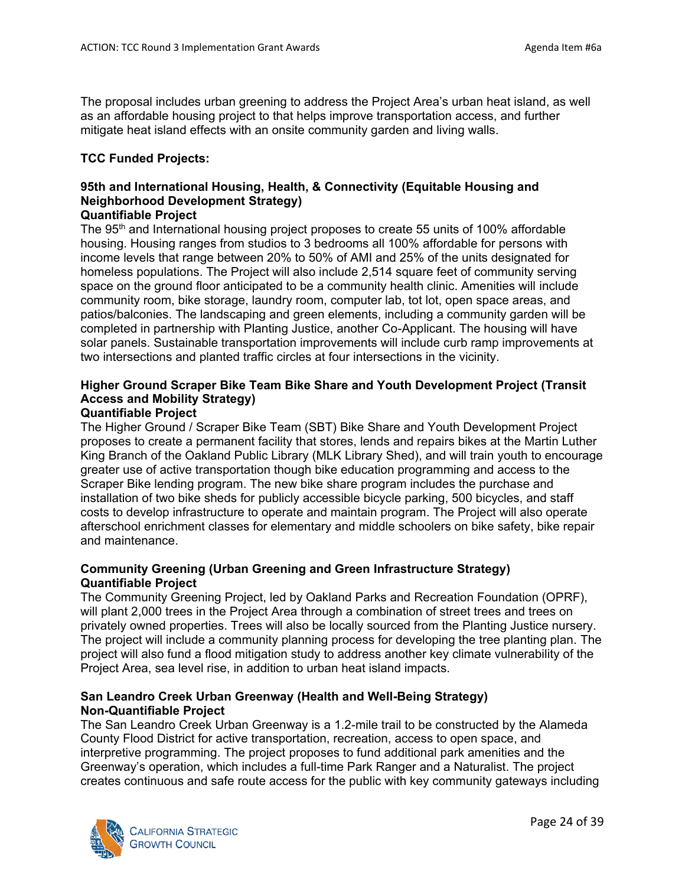The proposal includes urban greening to address the Project Area's urban heat island, as well as an affordable housing project to that helps improve transportation access, and further mitigate heat island effects with an onsite community garden and living walls.

**TCC Funded Projects:**

**95th and International Housing, Health, & Connectivity (Equitable Housing and Neighborhood Development Strategy)**
**Quantifiable Project**

The 95th and International housing project proposes to create 55 units of 100% affordable housing. Housing ranges from studios to 3 bedrooms all 100% affordable for persons with income levels that range between 20% to 50% of AMI and 25% of the units designated for homeless populations. The Project will also include 2,514 square feet of community serving space on the ground floor anticipated to be a community health clinic. Amenities will include community room, bike storage, laundry room, computer lab, tot lot, open space areas, and patios/balconies. The landscaping and green elements, including a community garden will be completed in partnership with Planting Justice, another Co-Applicant. The housing will have solar panels. Sustainable transportation improvements will include curb ramp improvements at two intersections and planted traffic circles at four intersections in the vicinity.

**Higher Ground Scraper Bike Team Bike Share and Youth Development Project (Transit Access and Mobility Strategy)**
**Quantifiable Project**

The Higher Ground / Scraper Bike Team (SBT) Bike Share and Youth Development Project proposes to create a permanent facility that stores, lends and repairs bikes at the Martin Luther King Branch of the Oakland Public Library (MLK Library Shed), and will train youth to encourage greater use of active transportation though bike education programming and access to the Scraper Bike lending program. The new bike share program includes the purchase and installation of two bike sheds for publicly accessible bicycle parking, 500 bicycles, and staff costs to develop infrastructure to operate and maintain program. The Project will also operate afterschool enrichment classes for elementary and middle schoolers on bike safety, bike repair and maintenance.

**Community Greening (Urban Greening and Green Infrastructure Strategy)**
**Quantifiable Project**

The Community Greening Project, led by Oakland Parks and Recreation Foundation (OPRF), will plant 2,000 trees in the Project Area through a combination of street trees and trees on privately owned properties. Trees will also be locally sourced from the Planting Justice nursery. The project will include a community planning process for developing the tree planting plan. The project will also fund a flood mitigation study to address another key climate vulnerability of the Project Area, sea level rise, in addition to urban heat island impacts.

**San Leandro Creek Urban Greenway (Health and Well-Being Strategy)**
**Non-Quantifiable Project**

The San Leandro Creek Urban Greenway is a 1.2-mile trail to be constructed by the Alameda County Flood District for active transportation, recreation, access to open space, and interpretive programming. The project proposes to fund additional park amenities and the Greenway's operation, which includes a full-time Park Ranger and a Naturalist. The project creates continuous and safe route access for the public with key community gateways including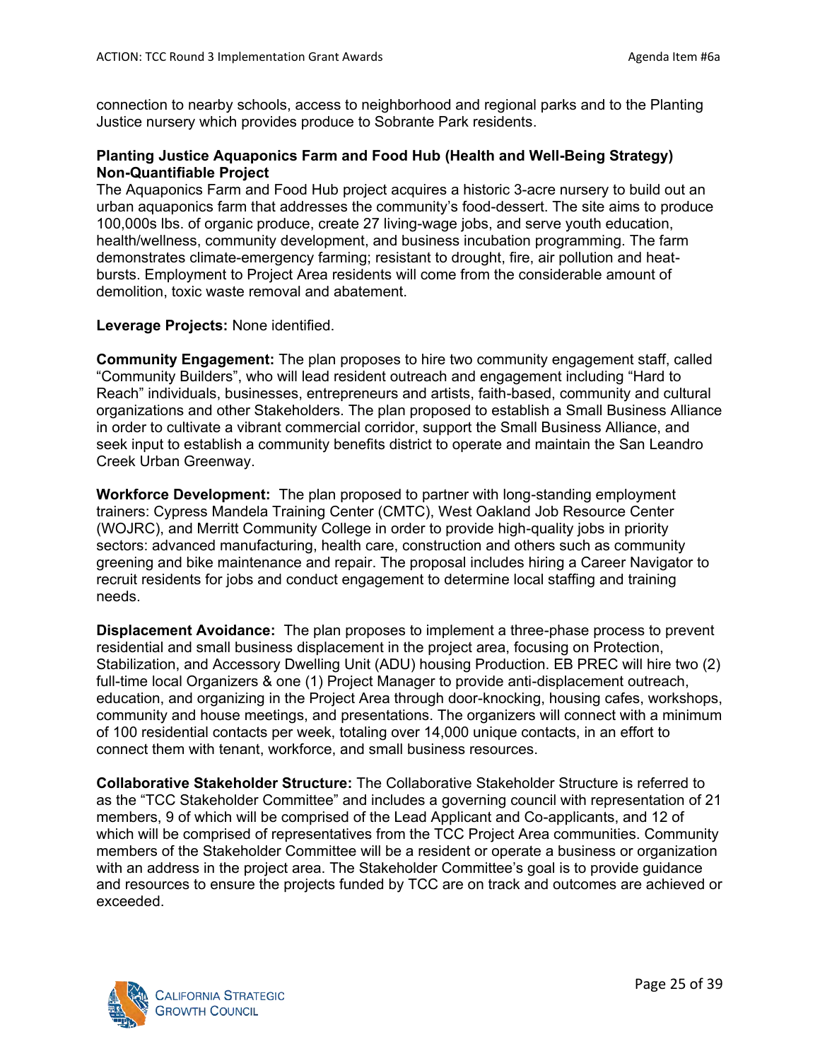connection to nearby schools, access to neighborhood and regional parks and to the Planting Justice nursery which provides produce to Sobrante Park residents.

**Planting Justice Aquaponics Farm and Food Hub (Health and Well-Being Strategy) Non-Quantifiable Project**

The Aquaponics Farm and Food Hub project acquires a historic 3-acre nursery to build out an urban aquaponics farm that addresses the community's food-dessert. The site aims to produce 100,000s lbs. of organic produce, create 27 living-wage jobs, and serve youth education, health/wellness, community development, and business incubation programming. The farm demonstrates climate-emergency farming; resistant to drought, fire, air pollution and heat-bursts. Employment to Project Area residents will come from the considerable amount of demolition, toxic waste removal and abatement.

**Leverage Projects:** None identified.

**Community Engagement:** The plan proposes to hire two community engagement staff, called "Community Builders", who will lead resident outreach and engagement including "Hard to Reach" individuals, businesses, entrepreneurs and artists, faith-based, community and cultural organizations and other Stakeholders. The plan proposed to establish a Small Business Alliance in order to cultivate a vibrant commercial corridor, support the Small Business Alliance, and seek input to establish a community benefits district to operate and maintain the San Leandro Creek Urban Greenway.

**Workforce Development:** The plan proposed to partner with long-standing employment trainers: Cypress Mandela Training Center (CMTC), West Oakland Job Resource Center (WOJRC), and Merritt Community College in order to provide high-quality jobs in priority sectors: advanced manufacturing, health care, construction and others such as community greening and bike maintenance and repair. The proposal includes hiring a Career Navigator to recruit residents for jobs and conduct engagement to determine local staffing and training needs.

**Displacement Avoidance:** The plan proposes to implement a three-phase process to prevent residential and small business displacement in the project area, focusing on Protection, Stabilization, and Accessory Dwelling Unit (ADU) housing Production. EB PREC will hire two (2) full-time local Organizers & one (1) Project Manager to provide anti-displacement outreach, education, and organizing in the Project Area through door-knocking, housing cafes, workshops, community and house meetings, and presentations. The organizers will connect with a minimum of 100 residential contacts per week, totaling over 14,000 unique contacts, in an effort to connect them with tenant, workforce, and small business resources.

**Collaborative Stakeholder Structure:** The Collaborative Stakeholder Structure is referred to as the "TCC Stakeholder Committee" and includes a governing council with representation of 21 members, 9 of which will be comprised of the Lead Applicant and Co-applicants, and 12 of which will be comprised of representatives from the TCC Project Area communities. Community members of the Stakeholder Committee will be a resident or operate a business or organization with an address in the project area. The Stakeholder Committee's goal is to provide guidance and resources to ensure the projects funded by TCC are on track and outcomes are achieved or exceeded.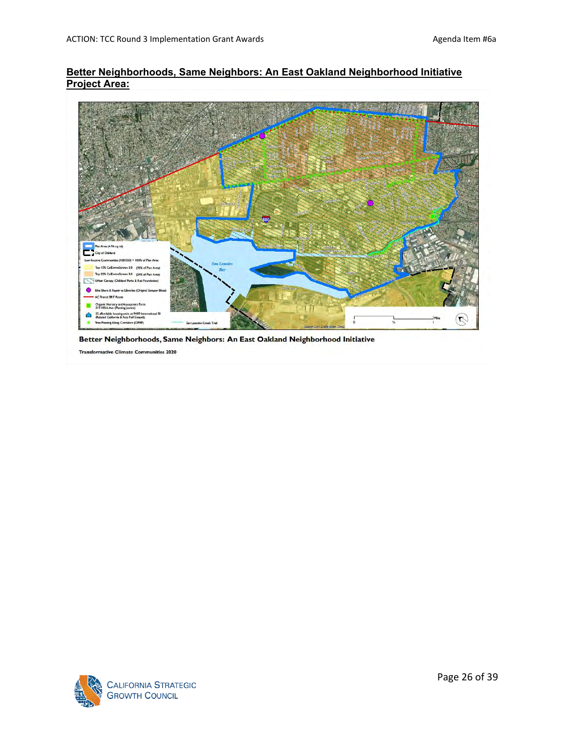**Better Neighborhoods, Same Neighbors: An East Oakland Neighborhood Initiative Project Area:**

Better Neighborhoods, Same Neighbors: An East Oakland Neighborhood Initiative

Transformative Climate Communities 2020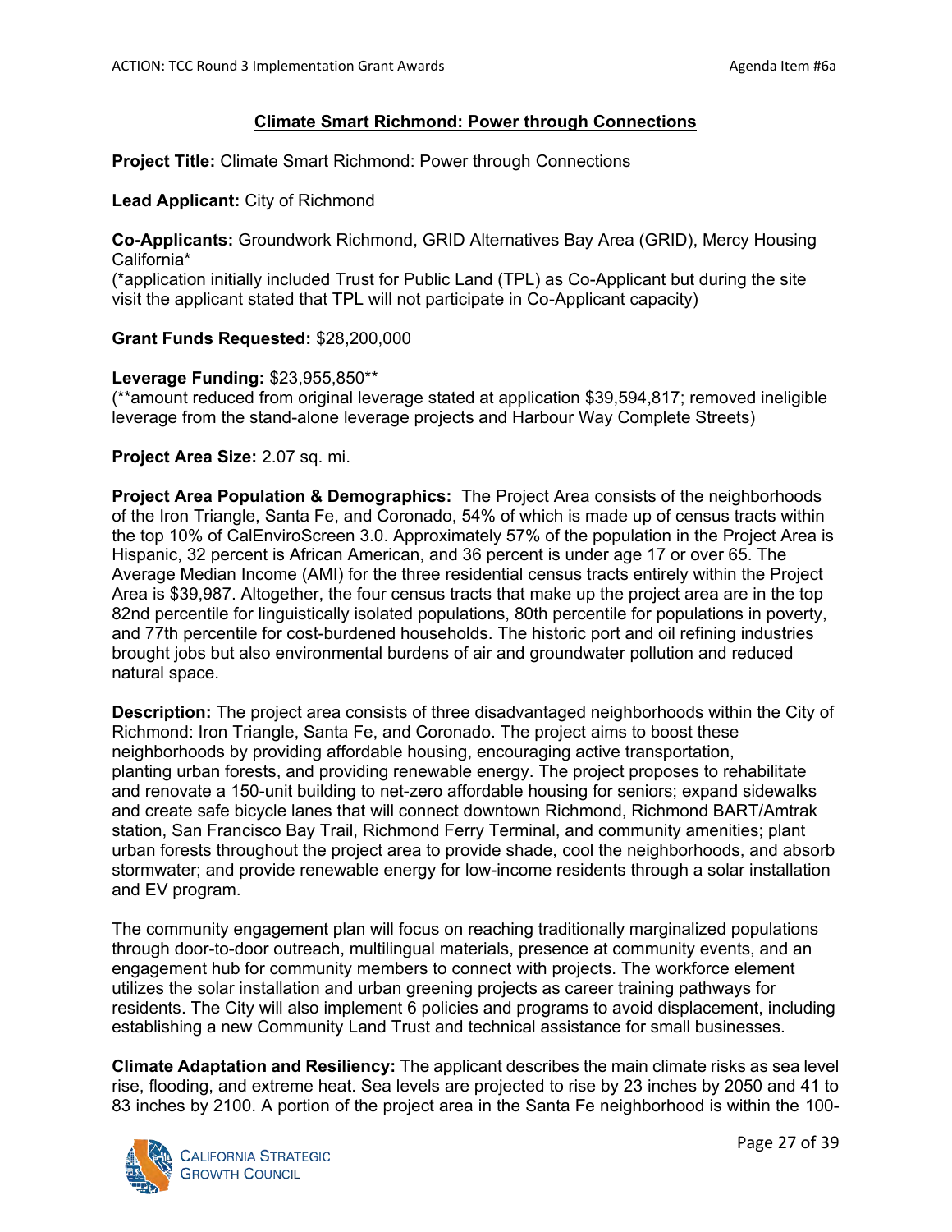## Climate Smart Richmond: Power through Connections

**Project Title:** Climate Smart Richmond: Power through Connections

**Lead Applicant:** City of Richmond

**Co-Applicants:** Groundwork Richmond, GRID Alternatives Bay Area (GRID), Mercy Housing California*
(*application initially included Trust for Public Land (TPL) as Co-Applicant but during the site visit the applicant stated that TPL will not participate in Co-Applicant capacity)

**Grant Funds Requested:** $28,200,000

**Leverage Funding:** $23,955,850**
(**amount reduced from original leverage stated at application $39,594,817; removed ineligible leverage from the stand-alone leverage projects and Harbour Way Complete Streets)

**Project Area Size:** 2.07 sq. mi.

**Project Area Population & Demographics:** The Project Area consists of the neighborhoods of the Iron Triangle, Santa Fe, and Coronado, 54% of which is made up of census tracts within the top 10% of CalEnviroScreen 3.0. Approximately 57% of the population in the Project Area is Hispanic, 32 percent is African American, and 36 percent is under age 17 or over 65. The Average Median Income (AMI) for the three residential census tracts entirely within the Project Area is $39,987. Altogether, the four census tracts that make up the project area are in the top 82nd percentile for linguistically isolated populations, 80th percentile for populations in poverty, and 77th percentile for cost-burdened households. The historic port and oil refining industries brought jobs but also environmental burdens of air and groundwater pollution and reduced natural space.

**Description:** The project area consists of three disadvantaged neighborhoods within the City of Richmond: Iron Triangle, Santa Fe, and Coronado. The project aims to boost these neighborhoods by providing affordable housing, encouraging active transportation, planting urban forests, and providing renewable energy. The project proposes to rehabilitate and renovate a 150-unit building to net-zero affordable housing for seniors; expand sidewalks and create safe bicycle lanes that will connect downtown Richmond, Richmond BART/Amtrak station, San Francisco Bay Trail, Richmond Ferry Terminal, and community amenities; plant urban forests throughout the project area to provide shade, cool the neighborhoods, and absorb stormwater; and provide renewable energy for low-income residents through a solar installation and EV program.

The community engagement plan will focus on reaching traditionally marginalized populations through door-to-door outreach, multilingual materials, presence at community events, and an engagement hub for community members to connect with projects. The workforce element utilizes the solar installation and urban greening projects as career training pathways for residents. The City will also implement 6 policies and programs to avoid displacement, including establishing a new Community Land Trust and technical assistance for small businesses.

**Climate Adaptation and Resiliency:** The applicant describes the main climate risks as sea level rise, flooding, and extreme heat. Sea levels are projected to rise by 23 inches by 2050 and 41 to 83 inches by 2100. A portion of the project area in the Santa Fe neighborhood is within the 100-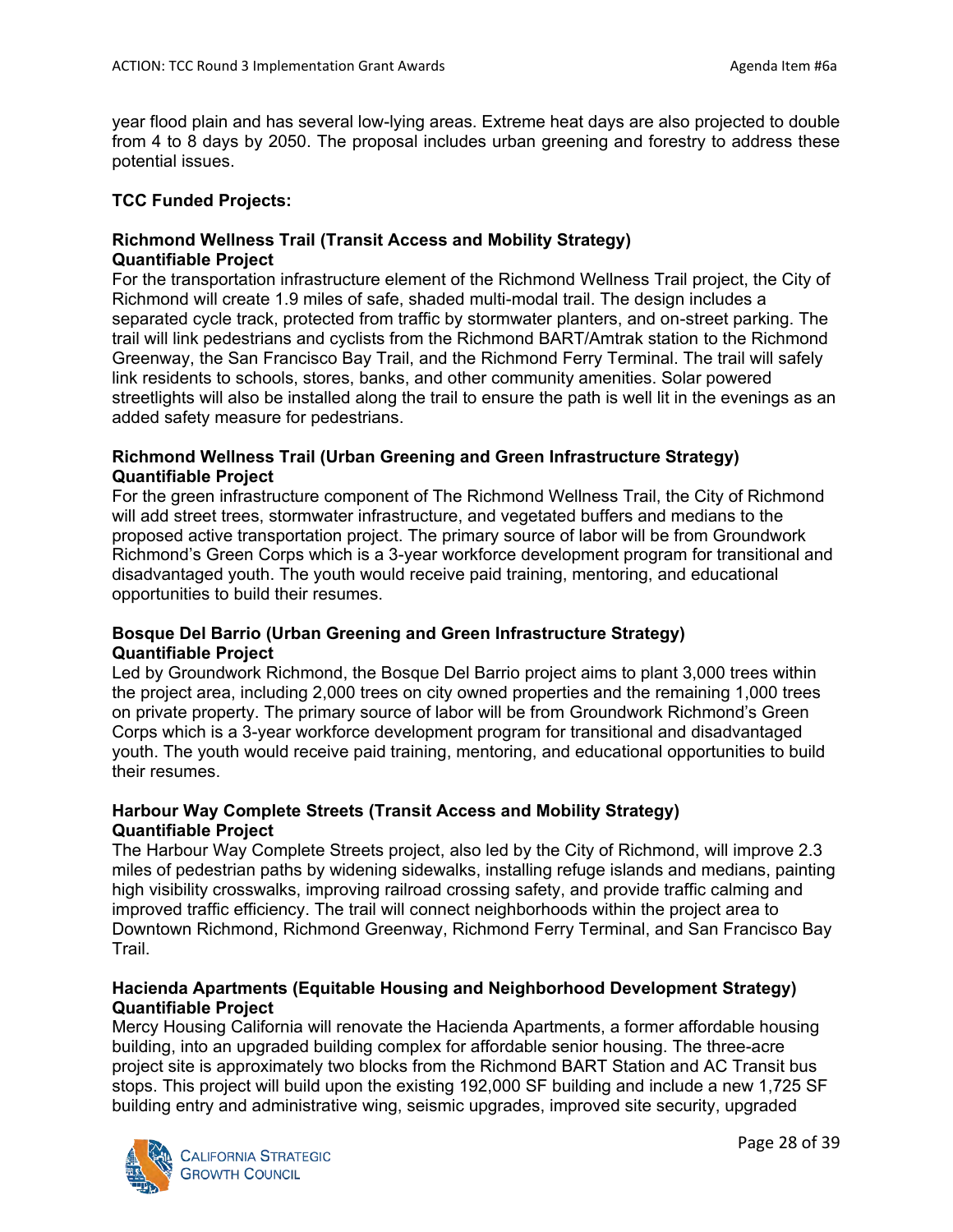year flood plain and has several low-lying areas. Extreme heat days are also projected to double from 4 to 8 days by 2050. The proposal includes urban greening and forestry to address these potential issues.

**TCC Funded Projects:**

**Richmond Wellness Trail (Transit Access and Mobility Strategy)**
**Quantifiable Project**
For the transportation infrastructure element of the Richmond Wellness Trail project, the City of Richmond will create 1.9 miles of safe, shaded multi-modal trail. The design includes a separated cycle track, protected from traffic by stormwater planters, and on-street parking. The trail will link pedestrians and cyclists from the Richmond BART/Amtrak station to the Richmond Greenway, the San Francisco Bay Trail, and the Richmond Ferry Terminal. The trail will safely link residents to schools, stores, banks, and other community amenities. Solar powered streetlights will also be installed along the trail to ensure the path is well lit in the evenings as an added safety measure for pedestrians.

**Richmond Wellness Trail (Urban Greening and Green Infrastructure Strategy)**
**Quantifiable Project**
For the green infrastructure component of The Richmond Wellness Trail, the City of Richmond will add street trees, stormwater infrastructure, and vegetated buffers and medians to the proposed active transportation project. The primary source of labor will be from Groundwork Richmond's Green Corps which is a 3-year workforce development program for transitional and disadvantaged youth. The youth would receive paid training, mentoring, and educational opportunities to build their resumes.

**Bosque Del Barrio (Urban Greening and Green Infrastructure Strategy)**
**Quantifiable Project**
Led by Groundwork Richmond, the Bosque Del Barrio project aims to plant 3,000 trees within the project area, including 2,000 trees on city owned properties and the remaining 1,000 trees on private property. The primary source of labor will be from Groundwork Richmond's Green Corps which is a 3-year workforce development program for transitional and disadvantaged youth. The youth would receive paid training, mentoring, and educational opportunities to build their resumes.

**Harbour Way Complete Streets (Transit Access and Mobility Strategy)**
**Quantifiable Project**
The Harbour Way Complete Streets project, also led by the City of Richmond, will improve 2.3 miles of pedestrian paths by widening sidewalks, installing refuge islands and medians, painting high visibility crosswalks, improving railroad crossing safety, and provide traffic calming and improved traffic efficiency. The trail will connect neighborhoods within the project area to Downtown Richmond, Richmond Greenway, Richmond Ferry Terminal, and San Francisco Bay Trail.

**Hacienda Apartments (Equitable Housing and Neighborhood Development Strategy)**
**Quantifiable Project**
Mercy Housing California will renovate the Hacienda Apartments, a former affordable housing building, into an upgraded building complex for affordable senior housing. The three-acre project site is approximately two blocks from the Richmond BART Station and AC Transit bus stops. This project will build upon the existing 192,000 SF building and include a new 1,725 SF building entry and administrative wing, seismic upgrades, improved site security, upgraded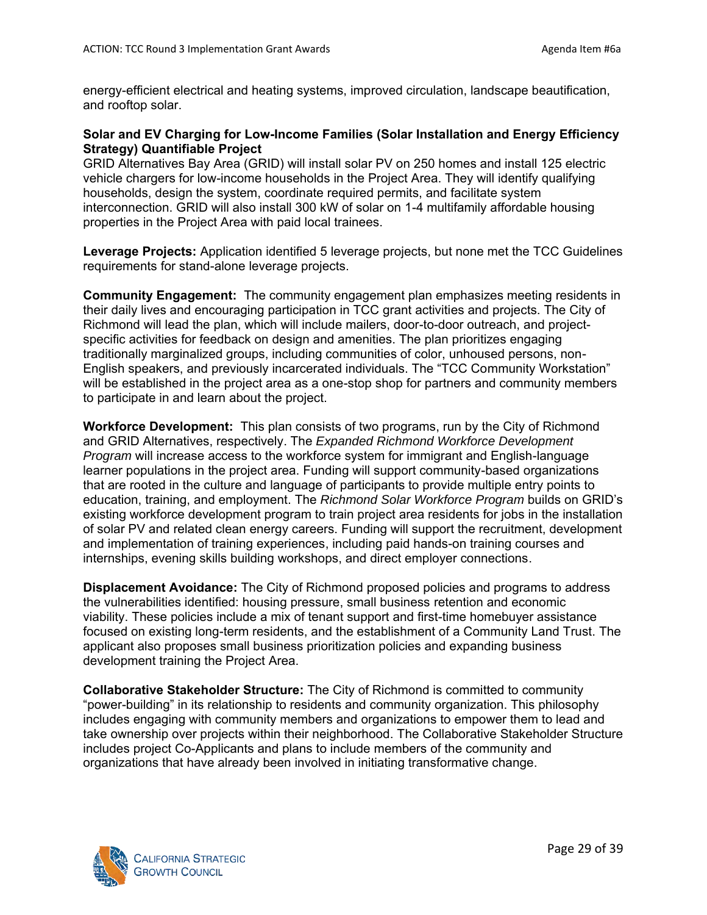energy-efficient electrical and heating systems, improved circulation, landscape beautification, and rooftop solar.

**Solar and EV Charging for Low-Income Families (Solar Installation and Energy Efficiency Strategy) Quantifiable Project**
GRID Alternatives Bay Area (GRID) will install solar PV on 250 homes and install 125 electric vehicle chargers for low-income households in the Project Area. They will identify qualifying households, design the system, coordinate required permits, and facilitate system interconnection. GRID will also install 300 kW of solar on 1-4 multifamily affordable housing properties in the Project Area with paid local trainees.

**Leverage Projects:** Application identified 5 leverage projects, but none met the TCC Guidelines requirements for stand-alone leverage projects.

**Community Engagement:** The community engagement plan emphasizes meeting residents in their daily lives and encouraging participation in TCC grant activities and projects. The City of Richmond will lead the plan, which will include mailers, door-to-door outreach, and project-specific activities for feedback on design and amenities. The plan prioritizes engaging traditionally marginalized groups, including communities of color, unhoused persons, non-English speakers, and previously incarcerated individuals. The "TCC Community Workstation" will be established in the project area as a one-stop shop for partners and community members to participate in and learn about the project.

**Workforce Development:** This plan consists of two programs, run by the City of Richmond and GRID Alternatives, respectively. The *Expanded Richmond Workforce Development Program* will increase access to the workforce system for immigrant and English-language learner populations in the project area. Funding will support community-based organizations that are rooted in the culture and language of participants to provide multiple entry points to education, training, and employment. The *Richmond Solar Workforce Program* builds on GRID's existing workforce development program to train project area residents for jobs in the installation of solar PV and related clean energy careers. Funding will support the recruitment, development and implementation of training experiences, including paid hands-on training courses and internships, evening skills building workshops, and direct employer connections.

**Displacement Avoidance:** The City of Richmond proposed policies and programs to address the vulnerabilities identified: housing pressure, small business retention and economic viability. These policies include a mix of tenant support and first-time homebuyer assistance focused on existing long-term residents, and the establishment of a Community Land Trust. The applicant also proposes small business prioritization policies and expanding business development training the Project Area.

**Collaborative Stakeholder Structure:** The City of Richmond is committed to community "power-building" in its relationship to residents and community organization. This philosophy includes engaging with community members and organizations to empower them to lead and take ownership over projects within their neighborhood. The Collaborative Stakeholder Structure includes project Co-Applicants and plans to include members of the community and organizations that have already been involved in initiating transformative change.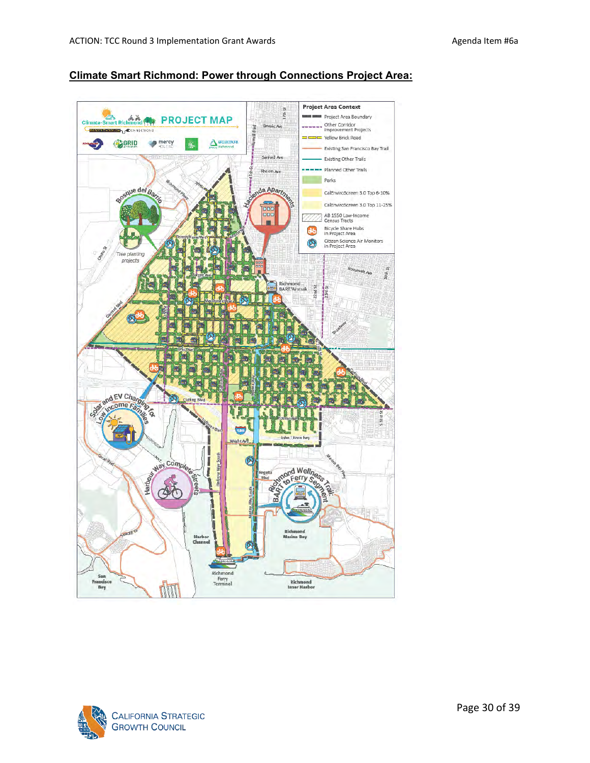**Climate Smart Richmond: Power through Connections Project Area:**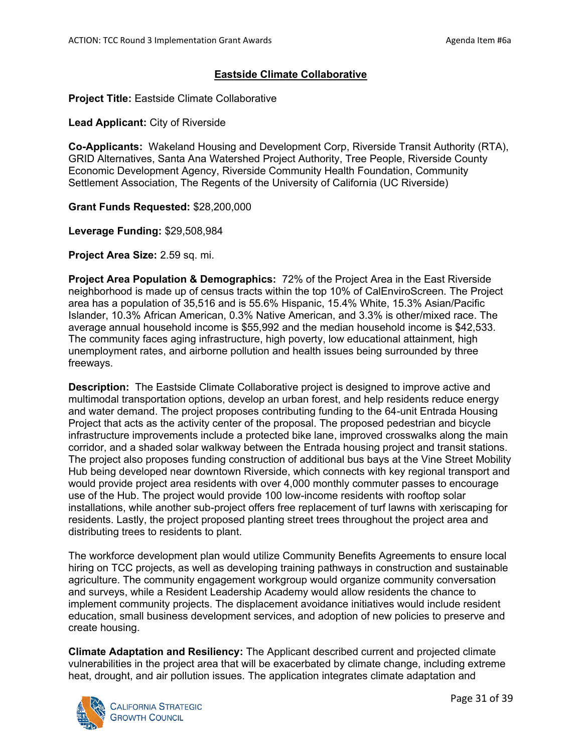## Eastside Climate Collaborative

**Project Title:** Eastside Climate Collaborative

**Lead Applicant:** City of Riverside

**Co-Applicants:** Wakeland Housing and Development Corp, Riverside Transit Authority (RTA), GRID Alternatives, Santa Ana Watershed Project Authority, Tree People, Riverside County Economic Development Agency, Riverside Community Health Foundation, Community Settlement Association, The Regents of the University of California (UC Riverside)

**Grant Funds Requested:** $28,200,000

**Leverage Funding:** $29,508,984

**Project Area Size:** 2.59 sq. mi.

**Project Area Population & Demographics:** 72% of the Project Area in the East Riverside neighborhood is made up of census tracts within the top 10% of CalEnviroScreen. The Project area has a population of 35,516 and is 55.6% Hispanic, 15.4% White, 15.3% Asian/Pacific Islander, 10.3% African American, 0.3% Native American, and 3.3% is other/mixed race. The average annual household income is $55,992 and the median household income is $42,533. The community faces aging infrastructure, high poverty, low educational attainment, high unemployment rates, and airborne pollution and health issues being surrounded by three freeways.

**Description:** The Eastside Climate Collaborative project is designed to improve active and multimodal transportation options, develop an urban forest, and help residents reduce energy and water demand. The project proposes contributing funding to the 64-unit Entrada Housing Project that acts as the activity center of the proposal. The proposed pedestrian and bicycle infrastructure improvements include a protected bike lane, improved crosswalks along the main corridor, and a shaded solar walkway between the Entrada housing project and transit stations. The project also proposes funding construction of additional bus bays at the Vine Street Mobility Hub being developed near downtown Riverside, which connects with key regional transport and would provide project area residents with over 4,000 monthly commuter passes to encourage use of the Hub. The project would provide 100 low-income residents with rooftop solar installations, while another sub-project offers free replacement of turf lawns with xeriscaping for residents. Lastly, the project proposed planting street trees throughout the project area and distributing trees to residents to plant.

The workforce development plan would utilize Community Benefits Agreements to ensure local hiring on TCC projects, as well as developing training pathways in construction and sustainable agriculture. The community engagement workgroup would organize community conversation and surveys, while a Resident Leadership Academy would allow residents the chance to implement community projects. The displacement avoidance initiatives would include resident education, small business development services, and adoption of new policies to preserve and create housing.

**Climate Adaptation and Resiliency:** The Applicant described current and projected climate vulnerabilities in the project area that will be exacerbated by climate change, including extreme heat, drought, and air pollution issues. The application integrates climate adaptation and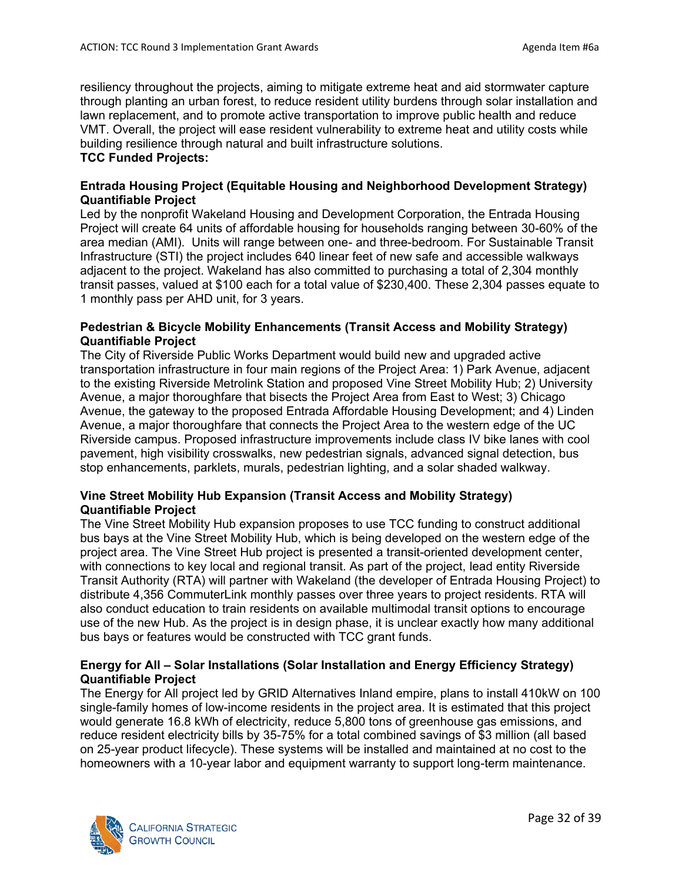resiliency throughout the projects, aiming to mitigate extreme heat and aid stormwater capture through planting an urban forest, to reduce resident utility burdens through solar installation and lawn replacement, and to promote active transportation to improve public health and reduce VMT. Overall, the project will ease resident vulnerability to extreme heat and utility costs while building resilience through natural and built infrastructure solutions.

**TCC Funded Projects:**

**Entrada Housing Project (Equitable Housing and Neighborhood Development Strategy) Quantifiable Project**

Led by the nonprofit Wakeland Housing and Development Corporation, the Entrada Housing Project will create 64 units of affordable housing for households ranging between 30-60% of the area median (AMI). Units will range between one- and three-bedroom. For Sustainable Transit Infrastructure (STI) the project includes 640 linear feet of new safe and accessible walkways adjacent to the project. Wakeland has also committed to purchasing a total of 2,304 monthly transit passes, valued at $100 each for a total value of $230,400. These 2,304 passes equate to 1 monthly pass per AHD unit, for 3 years.

**Pedestrian & Bicycle Mobility Enhancements (Transit Access and Mobility Strategy) Quantifiable Project**

The City of Riverside Public Works Department would build new and upgraded active transportation infrastructure in four main regions of the Project Area: 1) Park Avenue, adjacent to the existing Riverside Metrolink Station and proposed Vine Street Mobility Hub; 2) University Avenue, a major thoroughfare that bisects the Project Area from East to West; 3) Chicago Avenue, the gateway to the proposed Entrada Affordable Housing Development; and 4) Linden Avenue, a major thoroughfare that connects the Project Area to the western edge of the UC Riverside campus. Proposed infrastructure improvements include class IV bike lanes with cool pavement, high visibility crosswalks, new pedestrian signals, advanced signal detection, bus stop enhancements, parklets, murals, pedestrian lighting, and a solar shaded walkway.

**Vine Street Mobility Hub Expansion (Transit Access and Mobility Strategy) Quantifiable Project**

The Vine Street Mobility Hub expansion proposes to use TCC funding to construct additional bus bays at the Vine Street Mobility Hub, which is being developed on the western edge of the project area. The Vine Street Hub project is presented a transit-oriented development center, with connections to key local and regional transit. As part of the project, lead entity Riverside Transit Authority (RTA) will partner with Wakeland (the developer of Entrada Housing Project) to distribute 4,356 CommuterLink monthly passes over three years to project residents. RTA will also conduct education to train residents on available multimodal transit options to encourage use of the new Hub. As the project is in design phase, it is unclear exactly how many additional bus bays or features would be constructed with TCC grant funds.

**Energy for All – Solar Installations (Solar Installation and Energy Efficiency Strategy) Quantifiable Project**

The Energy for All project led by GRID Alternatives Inland empire, plans to install 410kW on 100 single-family homes of low-income residents in the project area. It is estimated that this project would generate 16.8 kWh of electricity, reduce 5,800 tons of greenhouse gas emissions, and reduce resident electricity bills by 35-75% for a total combined savings of $3 million (all based on 25-year product lifecycle). These systems will be installed and maintained at no cost to the homeowners with a 10-year labor and equipment warranty to support long-term maintenance.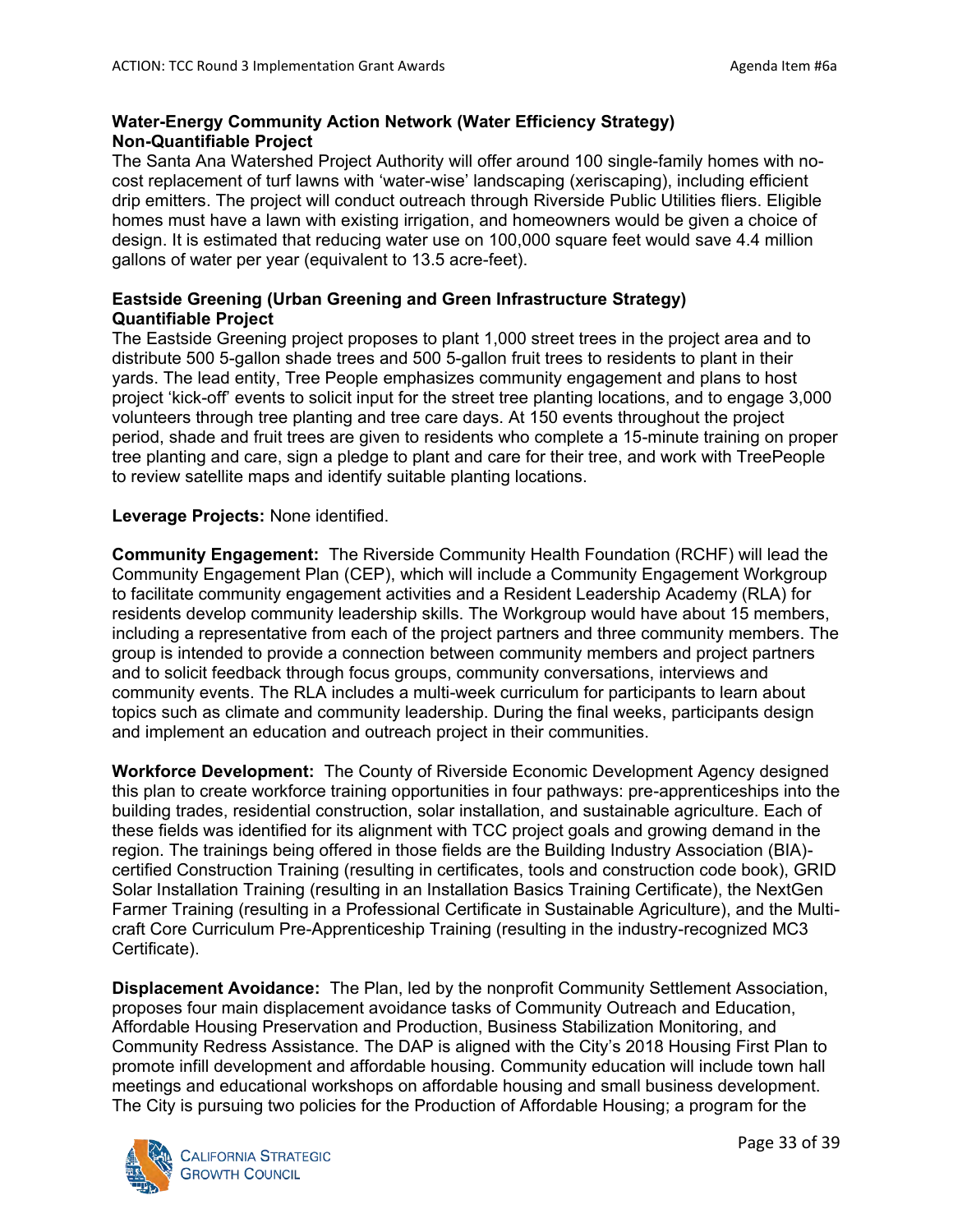**Water-Energy Community Action Network (Water Efficiency Strategy)**
**Non-Quantifiable Project**

The Santa Ana Watershed Project Authority will offer around 100 single-family homes with no-cost replacement of turf lawns with 'water-wise' landscaping (xeriscaping), including efficient drip emitters. The project will conduct outreach through Riverside Public Utilities fliers. Eligible homes must have a lawn with existing irrigation, and homeowners would be given a choice of design. It is estimated that reducing water use on 100,000 square feet would save 4.4 million gallons of water per year (equivalent to 13.5 acre-feet).

**Eastside Greening (Urban Greening and Green Infrastructure Strategy)**
**Quantifiable Project**

The Eastside Greening project proposes to plant 1,000 street trees in the project area and to distribute 500 5-gallon shade trees and 500 5-gallon fruit trees to residents to plant in their yards. The lead entity, Tree People emphasizes community engagement and plans to host project 'kick-off' events to solicit input for the street tree planting locations, and to engage 3,000 volunteers through tree planting and tree care days. At 150 events throughout the project period, shade and fruit trees are given to residents who complete a 15-minute training on proper tree planting and care, sign a pledge to plant and care for their tree, and work with TreePeople to review satellite maps and identify suitable planting locations.

**Leverage Projects:** None identified.

**Community Engagement:** The Riverside Community Health Foundation (RCHF) will lead the Community Engagement Plan (CEP), which will include a Community Engagement Workgroup to facilitate community engagement activities and a Resident Leadership Academy (RLA) for residents develop community leadership skills. The Workgroup would have about 15 members, including a representative from each of the project partners and three community members. The group is intended to provide a connection between community members and project partners and to solicit feedback through focus groups, community conversations, interviews and community events. The RLA includes a multi-week curriculum for participants to learn about topics such as climate and community leadership. During the final weeks, participants design and implement an education and outreach project in their communities.

**Workforce Development:** The County of Riverside Economic Development Agency designed this plan to create workforce training opportunities in four pathways: pre-apprenticeships into the building trades, residential construction, solar installation, and sustainable agriculture. Each of these fields was identified for its alignment with TCC project goals and growing demand in the region. The trainings being offered in those fields are the Building Industry Association (BIA)-certified Construction Training (resulting in certificates, tools and construction code book), GRID Solar Installation Training (resulting in an Installation Basics Training Certificate), the NextGen Farmer Training (resulting in a Professional Certificate in Sustainable Agriculture), and the Multi-craft Core Curriculum Pre-Apprenticeship Training (resulting in the industry-recognized MC3 Certificate).

**Displacement Avoidance:** The Plan, led by the nonprofit Community Settlement Association, proposes four main displacement avoidance tasks of Community Outreach and Education, Affordable Housing Preservation and Production, Business Stabilization Monitoring, and Community Redress Assistance. The DAP is aligned with the City's 2018 Housing First Plan to promote infill development and affordable housing. Community education will include town hall meetings and educational workshops on affordable housing and small business development. The City is pursuing two policies for the Production of Affordable Housing; a program for the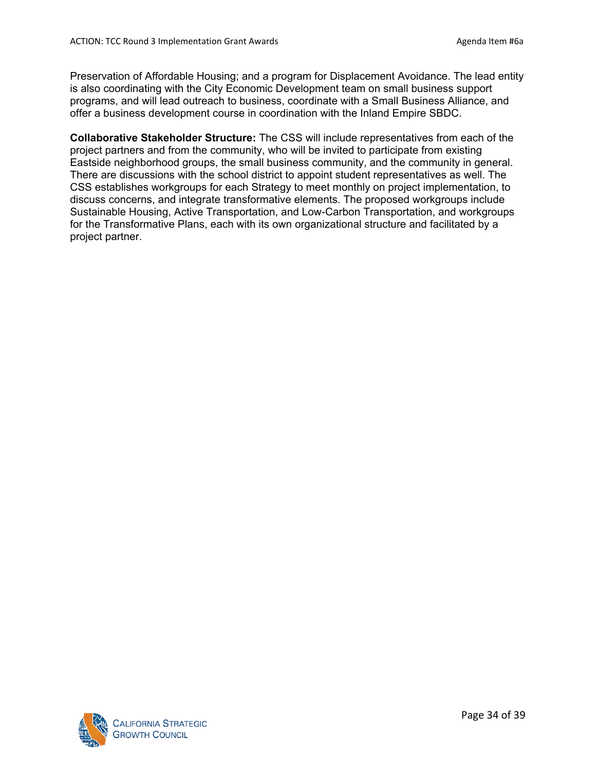Preservation of Affordable Housing; and a program for Displacement Avoidance. The lead entity is also coordinating with the City Economic Development team on small business support programs, and will lead outreach to business, coordinate with a Small Business Alliance, and offer a business development course in coordination with the Inland Empire SBDC.

**Collaborative Stakeholder Structure:** The CSS will include representatives from each of the project partners and from the community, who will be invited to participate from existing Eastside neighborhood groups, the small business community, and the community in general. There are discussions with the school district to appoint student representatives as well. The CSS establishes workgroups for each Strategy to meet monthly on project implementation, to discuss concerns, and integrate transformative elements. The proposed workgroups include Sustainable Housing, Active Transportation, and Low-Carbon Transportation, and workgroups for the Transformative Plans, each with its own organizational structure and facilitated by a project partner.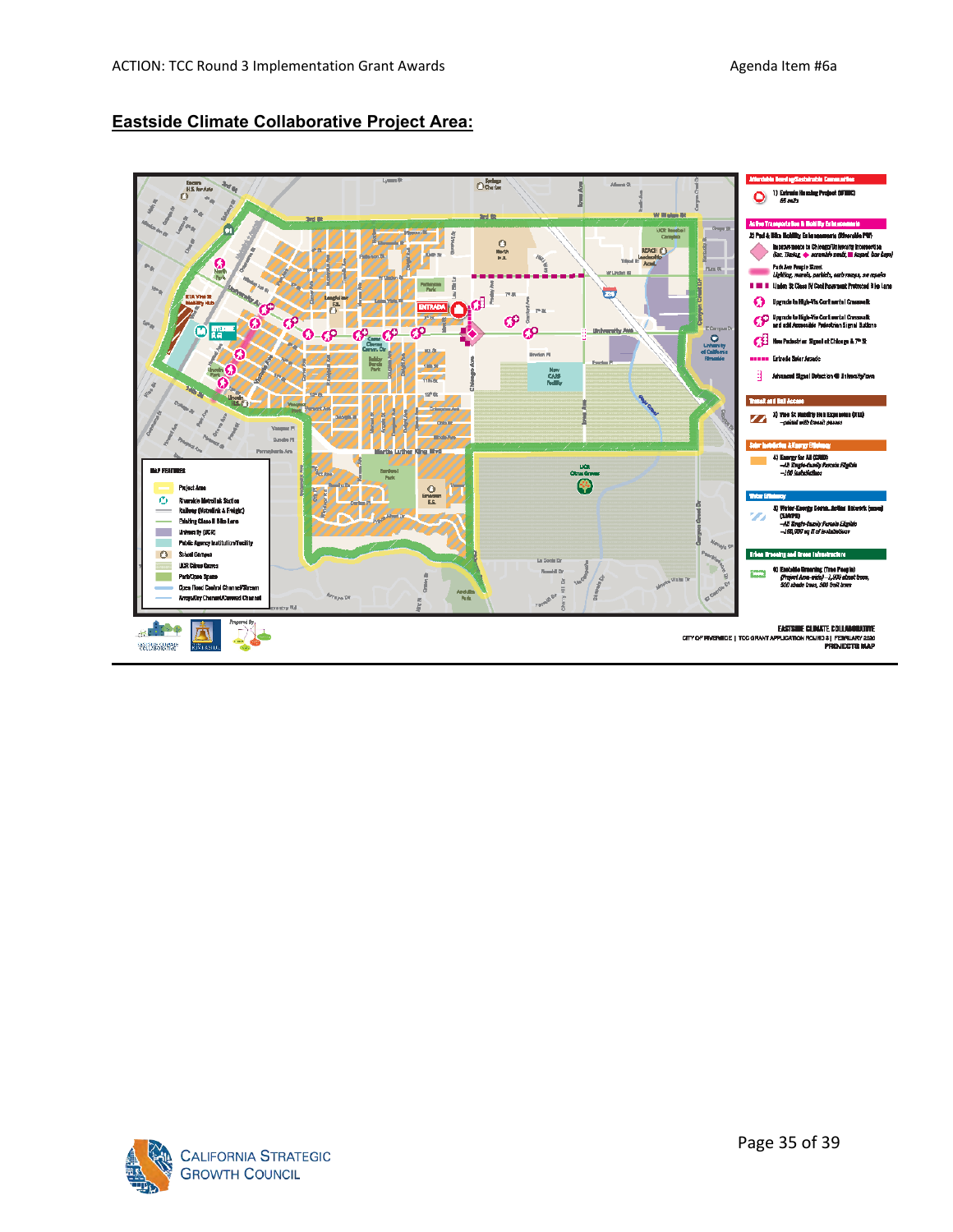## Eastside Climate Collaborative Project Area: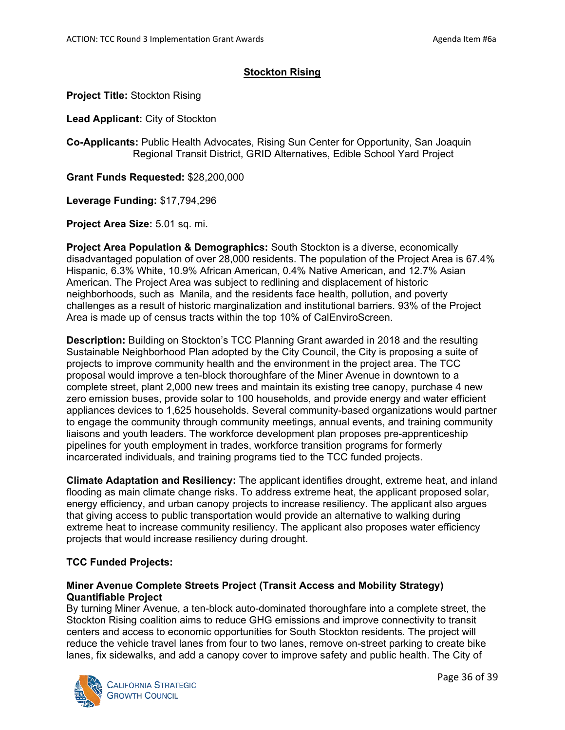## Stockton Rising

**Project Title:** Stockton Rising

**Lead Applicant:** City of Stockton

**Co-Applicants:** Public Health Advocates, Rising Sun Center for Opportunity, San Joaquin Regional Transit District, GRID Alternatives, Edible School Yard Project

**Grant Funds Requested:** $28,200,000

**Leverage Funding:** $17,794,296

**Project Area Size:** 5.01 sq. mi.

**Project Area Population & Demographics:** South Stockton is a diverse, economically disadvantaged population of over 28,000 residents. The population of the Project Area is 67.4% Hispanic, 6.3% White, 10.9% African American, 0.4% Native American, and 12.7% Asian American. The Project Area was subject to redlining and displacement of historic neighborhoods, such as Manila, and the residents face health, pollution, and poverty challenges as a result of historic marginalization and institutional barriers. 93% of the Project Area is made up of census tracts within the top 10% of CalEnviroScreen.

**Description:** Building on Stockton's TCC Planning Grant awarded in 2018 and the resulting Sustainable Neighborhood Plan adopted by the City Council, the City is proposing a suite of projects to improve community health and the environment in the project area. The TCC proposal would improve a ten-block thoroughfare of the Miner Avenue in downtown to a complete street, plant 2,000 new trees and maintain its existing tree canopy, purchase 4 new zero emission buses, provide solar to 100 households, and provide energy and water efficient appliances devices to 1,625 households. Several community-based organizations would partner to engage the community through community meetings, annual events, and training community liaisons and youth leaders. The workforce development plan proposes pre-apprenticeship pipelines for youth employment in trades, workforce transition programs for formerly incarcerated individuals, and training programs tied to the TCC funded projects.

**Climate Adaptation and Resiliency:** The applicant identifies drought, extreme heat, and inland flooding as main climate change risks. To address extreme heat, the applicant proposed solar, energy efficiency, and urban canopy projects to increase resiliency. The applicant also argues that giving access to public transportation would provide an alternative to walking during extreme heat to increase community resiliency. The applicant also proposes water efficiency projects that would increase resiliency during drought.

**TCC Funded Projects:**

**Miner Avenue Complete Streets Project (Transit Access and Mobility Strategy) Quantifiable Project**

By turning Miner Avenue, a ten-block auto-dominated thoroughfare into a complete street, the Stockton Rising coalition aims to reduce GHG emissions and improve connectivity to transit centers and access to economic opportunities for South Stockton residents. The project will reduce the vehicle travel lanes from four to two lanes, remove on-street parking to create bike lanes, fix sidewalks, and add a canopy cover to improve safety and public health. The City of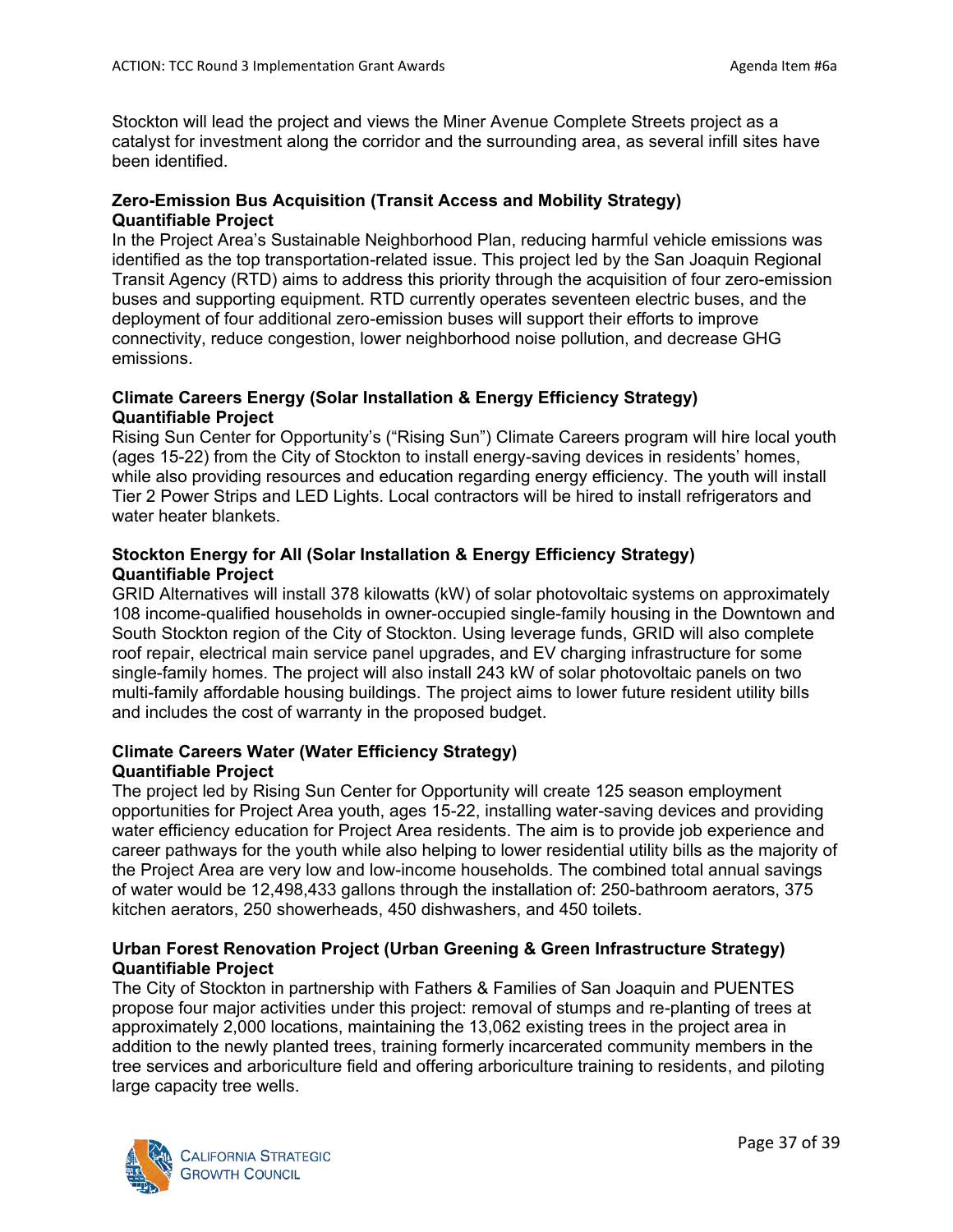Stockton will lead the project and views the Miner Avenue Complete Streets project as a catalyst for investment along the corridor and the surrounding area, as several infill sites have been identified.

**Zero-Emission Bus Acquisition (Transit Access and Mobility Strategy)**
**Quantifiable Project**
In the Project Area's Sustainable Neighborhood Plan, reducing harmful vehicle emissions was identified as the top transportation-related issue. This project led by the San Joaquin Regional Transit Agency (RTD) aims to address this priority through the acquisition of four zero-emission buses and supporting equipment. RTD currently operates seventeen electric buses, and the deployment of four additional zero-emission buses will support their efforts to improve connectivity, reduce congestion, lower neighborhood noise pollution, and decrease GHG emissions.

**Climate Careers Energy (Solar Installation & Energy Efficiency Strategy)**
**Quantifiable Project**
Rising Sun Center for Opportunity's ("Rising Sun") Climate Careers program will hire local youth (ages 15-22) from the City of Stockton to install energy-saving devices in residents' homes, while also providing resources and education regarding energy efficiency. The youth will install Tier 2 Power Strips and LED Lights. Local contractors will be hired to install refrigerators and water heater blankets.

**Stockton Energy for All (Solar Installation & Energy Efficiency Strategy)**
**Quantifiable Project**
GRID Alternatives will install 378 kilowatts (kW) of solar photovoltaic systems on approximately 108 income-qualified households in owner-occupied single-family housing in the Downtown and South Stockton region of the City of Stockton. Using leverage funds, GRID will also complete roof repair, electrical main service panel upgrades, and EV charging infrastructure for some single-family homes. The project will also install 243 kW of solar photovoltaic panels on two multi-family affordable housing buildings. The project aims to lower future resident utility bills and includes the cost of warranty in the proposed budget.

**Climate Careers Water (Water Efficiency Strategy)**
**Quantifiable Project**
The project led by Rising Sun Center for Opportunity will create 125 season employment opportunities for Project Area youth, ages 15-22, installing water-saving devices and providing water efficiency education for Project Area residents. The aim is to provide job experience and career pathways for the youth while also helping to lower residential utility bills as the majority of the Project Area are very low and low-income households. The combined total annual savings of water would be 12,498,433 gallons through the installation of: 250-bathroom aerators, 375 kitchen aerators, 250 showerheads, 450 dishwashers, and 450 toilets.

**Urban Forest Renovation Project (Urban Greening & Green Infrastructure Strategy)**
**Quantifiable Project**
The City of Stockton in partnership with Fathers & Families of San Joaquin and PUENTES propose four major activities under this project: removal of stumps and re-planting of trees at approximately 2,000 locations, maintaining the 13,062 existing trees in the project area in addition to the newly planted trees, training formerly incarcerated community members in the tree services and arboriculture field and offering arboriculture training to residents, and piloting large capacity tree wells.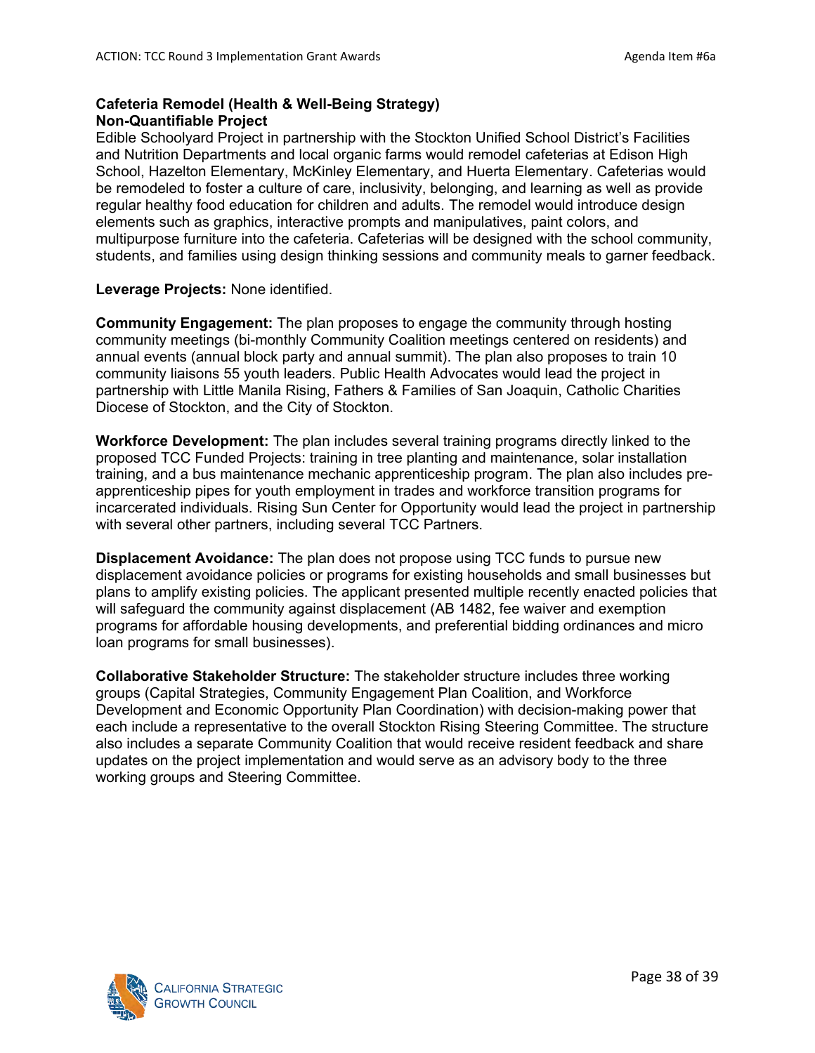**Cafeteria Remodel (Health & Well-Being Strategy)**
**Non-Quantifiable Project**
Edible Schoolyard Project in partnership with the Stockton Unified School District's Facilities and Nutrition Departments and local organic farms would remodel cafeterias at Edison High School, Hazelton Elementary, McKinley Elementary, and Huerta Elementary. Cafeterias would be remodeled to foster a culture of care, inclusivity, belonging, and learning as well as provide regular healthy food education for children and adults. The remodel would introduce design elements such as graphics, interactive prompts and manipulatives, paint colors, and multipurpose furniture into the cafeteria. Cafeterias will be designed with the school community, students, and families using design thinking sessions and community meals to garner feedback.

**Leverage Projects:** None identified.

**Community Engagement:** The plan proposes to engage the community through hosting community meetings (bi-monthly Community Coalition meetings centered on residents) and annual events (annual block party and annual summit). The plan also proposes to train 10 community liaisons 55 youth leaders. Public Health Advocates would lead the project in partnership with Little Manila Rising, Fathers & Families of San Joaquin, Catholic Charities Diocese of Stockton, and the City of Stockton.

**Workforce Development:** The plan includes several training programs directly linked to the proposed TCC Funded Projects: training in tree planting and maintenance, solar installation training, and a bus maintenance mechanic apprenticeship program. The plan also includes pre-apprenticeship pipes for youth employment in trades and workforce transition programs for incarcerated individuals. Rising Sun Center for Opportunity would lead the project in partnership with several other partners, including several TCC Partners.

**Displacement Avoidance:** The plan does not propose using TCC funds to pursue new displacement avoidance policies or programs for existing households and small businesses but plans to amplify existing policies. The applicant presented multiple recently enacted policies that will safeguard the community against displacement (AB 1482, fee waiver and exemption programs for affordable housing developments, and preferential bidding ordinances and micro loan programs for small businesses).

**Collaborative Stakeholder Structure:** The stakeholder structure includes three working groups (Capital Strategies, Community Engagement Plan Coalition, and Workforce Development and Economic Opportunity Plan Coordination) with decision-making power that each include a representative to the overall Stockton Rising Steering Committee. The structure also includes a separate Community Coalition that would receive resident feedback and share updates on the project implementation and would serve as an advisory body to the three working groups and Steering Committee.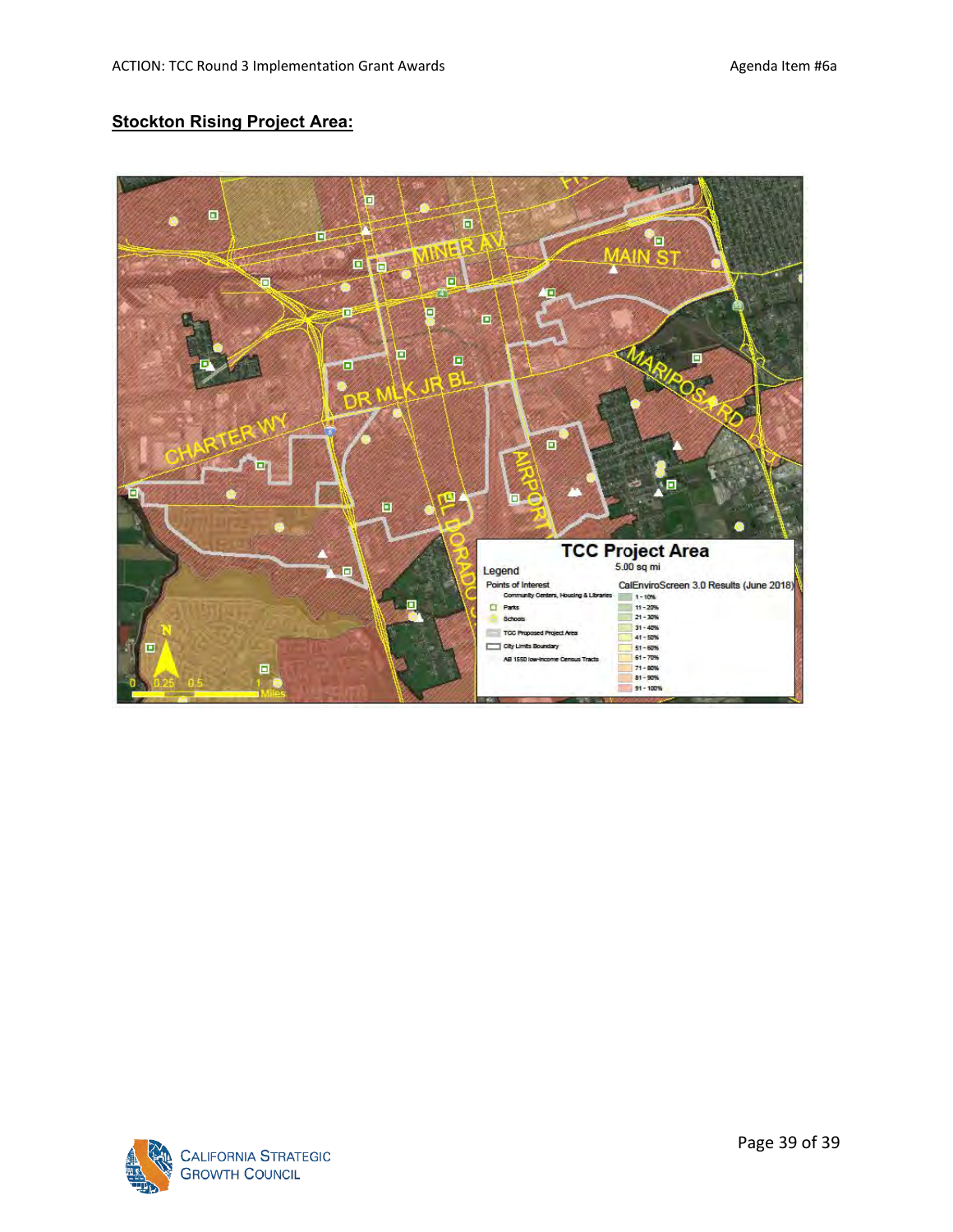**Stockton Rising Project Area:**

MINER AV
MAIN ST
MARIPOSA RD
DR MLK JR BL
CHARTER WY
EL DORADO
AIRPORT

TCC Project Area
5.00 sq mi

Legend
Points of Interest
Community Centers, Housing & Libraries
Parks
Schools
TCC Proposed Project Area
City Limits Boundary
AB 1550 low-income Census Tracts

CalEnviroScreen 3.0 Results (June 2018)
1 - 10%
11 - 20%
21 - 30%
31 - 40%
41 - 50%
51 - 60%
61 - 70%
71 - 80%
81 - 90%
91 - 100%

N
0 0.25 0.5 1 Miles